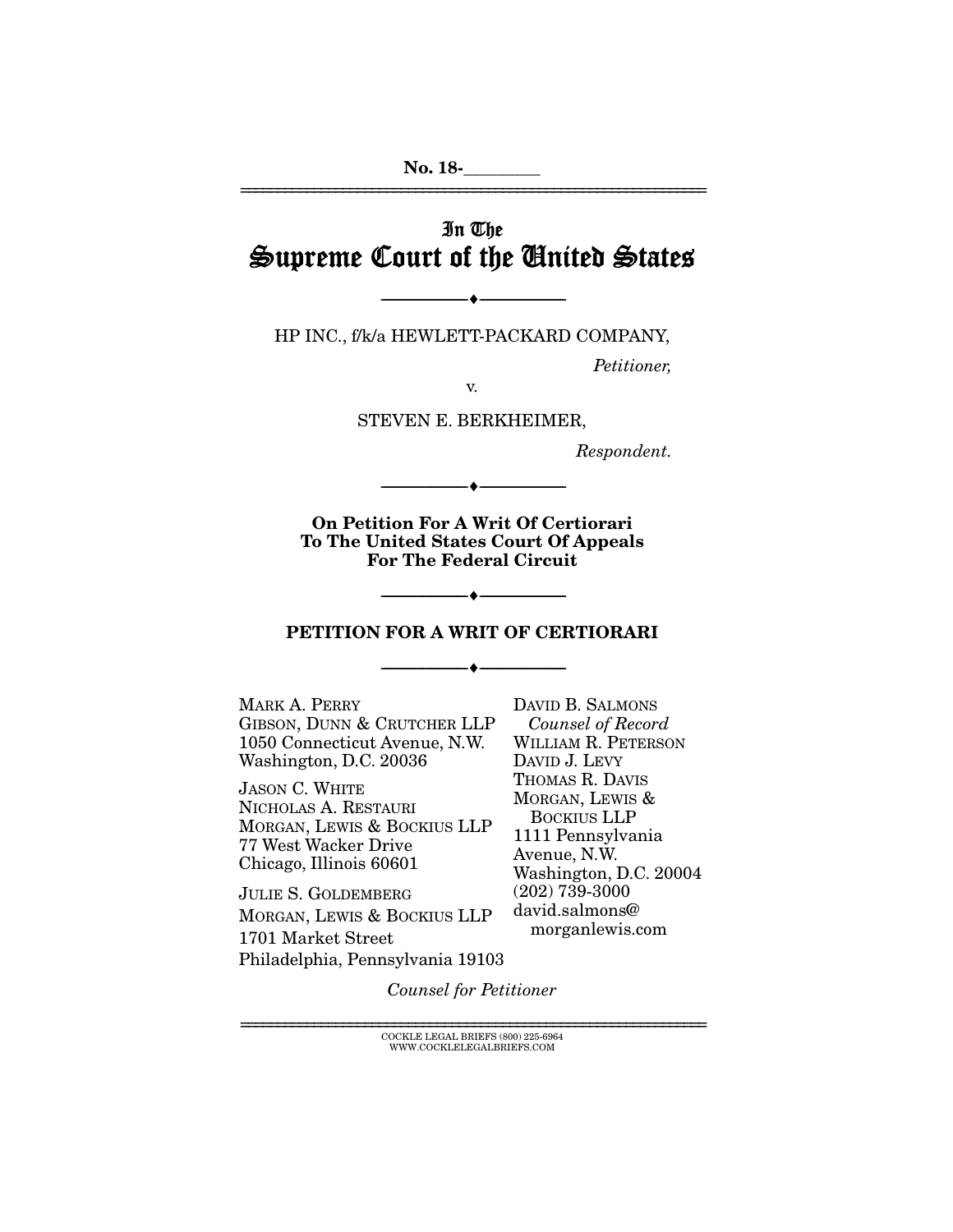No. 18-________

# In The Supreme Court of the United States

HP INC., f/k/a HEWLETT-PACKARD COMPANY,

*Petitioner,*

v.

STEVEN E. BERKHEIMER,

*Respondent.*

**On Petition For A Writ Of Certiorari To The United States Court Of Appeals For The Federal Circuit**

## PETITION FOR A WRIT OF CERTIORARI

MARK A. PERRY
GIBSON, DUNN & CRUTCHER LLP
1050 Connecticut Avenue, N.W.
Washington, D.C. 20036

JASON C. WHITE
NICHOLAS A. RESTAURI
MORGAN, LEWIS & BOCKIUS LLP
77 West Wacker Drive
Chicago, Illinois 60601

JULIE S. GOLDEMBERG
MORGAN, LEWIS & BOCKIUS LLP
1701 Market Street
Philadelphia, Pennsylvania 19103

DAVID B. SALMONS
*Counsel of Record*
WILLIAM R. PETERSON
DAVID J. LEVY
THOMAS R. DAVIS
MORGAN, LEWIS & BOCKIUS LLP
1111 Pennsylvania Avenue, N.W.
Washington, D.C. 20004
(202) 739-3000
david.salmons@morganlewis.com

*Counsel for Petitioner*

COCKLE LEGAL BRIEFS (800) 225-6964
WWW.COCKLELEGALBRIEFS.COM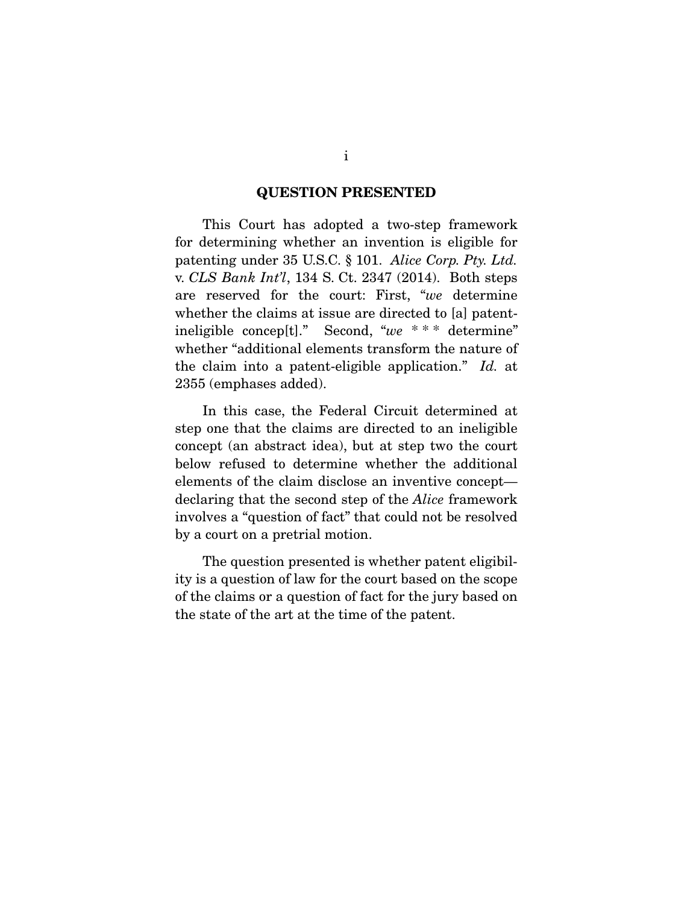## QUESTION PRESENTED

This Court has adopted a two-step framework for determining whether an invention is eligible for patenting under 35 U.S.C. § 101. *Alice Corp. Pty. Ltd.* v. *CLS Bank Int'l*, 134 S. Ct. 2347 (2014). Both steps are reserved for the court: First, "*we* determine whether the claims at issue are directed to [a] patent-ineligible concep[t]." Second, "*we* * * * determine" whether "additional elements transform the nature of the claim into a patent-eligible application." *Id.* at 2355 (emphases added).

In this case, the Federal Circuit determined at step one that the claims are directed to an ineligible concept (an abstract idea), but at step two the court below refused to determine whether the additional elements of the claim disclose an inventive concept—declaring that the second step of the *Alice* framework involves a "question of fact" that could not be resolved by a court on a pretrial motion.

The question presented is whether patent eligibility is a question of law for the court based on the scope of the claims or a question of fact for the jury based on the state of the art at the time of the patent.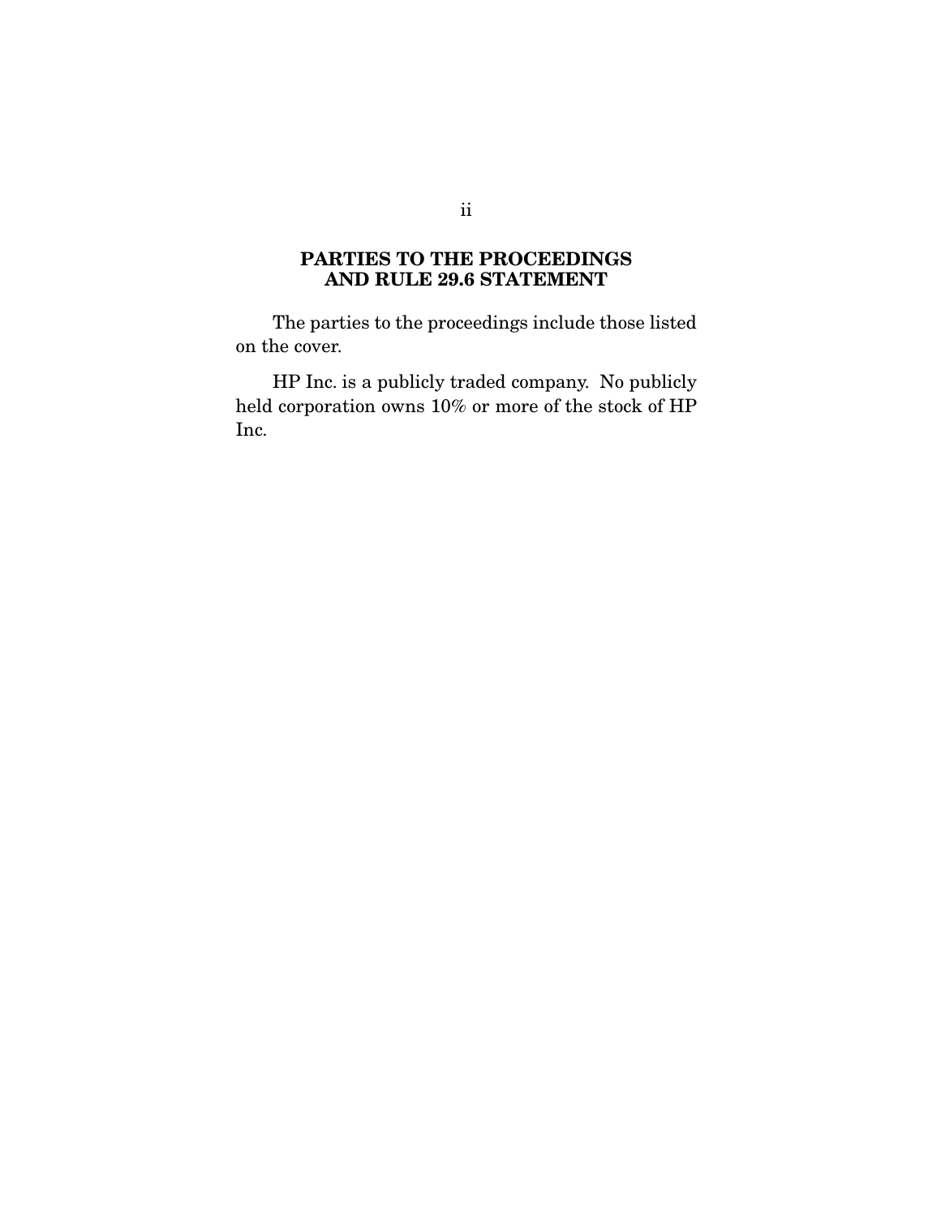## PARTIES TO THE PROCEEDINGS AND RULE 29.6 STATEMENT

The parties to the proceedings include those listed on the cover.

HP Inc. is a publicly traded company. No publicly held corporation owns 10% or more of the stock of HP Inc.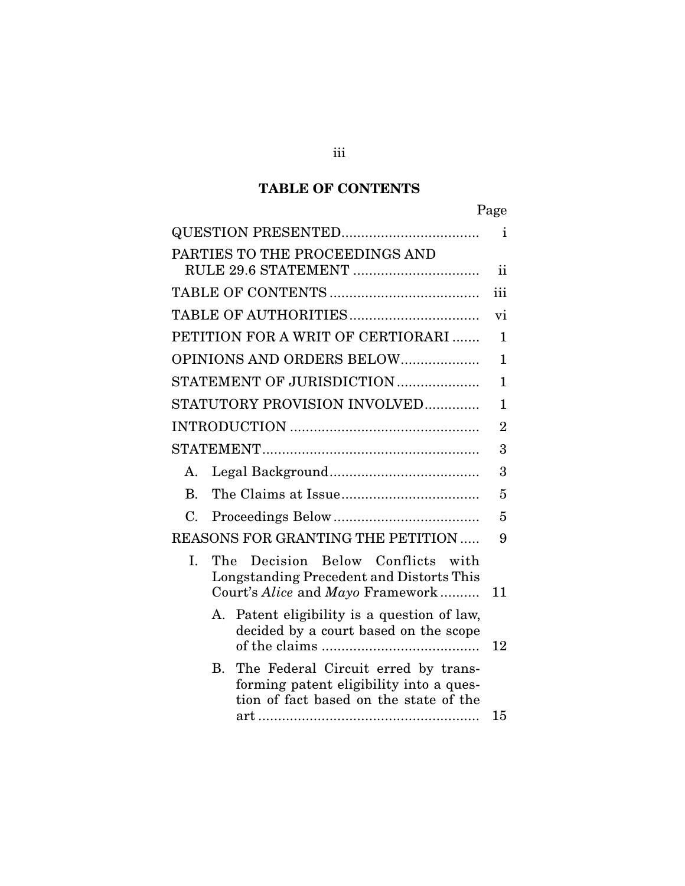## TABLE OF CONTENTS

| | Page |
|---|---|
| QUESTION PRESENTED | i |
| PARTIES TO THE PROCEEDINGS AND RULE 29.6 STATEMENT | ii |
| TABLE OF CONTENTS | iii |
| TABLE OF AUTHORITIES | vi |
| PETITION FOR A WRIT OF CERTIORARI | 1 |
| OPINIONS AND ORDERS BELOW | 1 |
| STATEMENT OF JURISDICTION | 1 |
| STATUTORY PROVISION INVOLVED | 1 |
| INTRODUCTION | 2 |
| STATEMENT | 3 |
| A. Legal Background | 3 |
| B. The Claims at Issue | 5 |
| C. Proceedings Below | 5 |
| REASONS FOR GRANTING THE PETITION | 9 |
| I. The Decision Below Conflicts with Longstanding Precedent and Distorts This Court's *Alice* and *Mayo* Framework | 11 |
| A. Patent eligibility is a question of law, decided by a court based on the scope of the claims | 12 |
| B. The Federal Circuit erred by transforming patent eligibility into a question of fact based on the state of the art | 15 |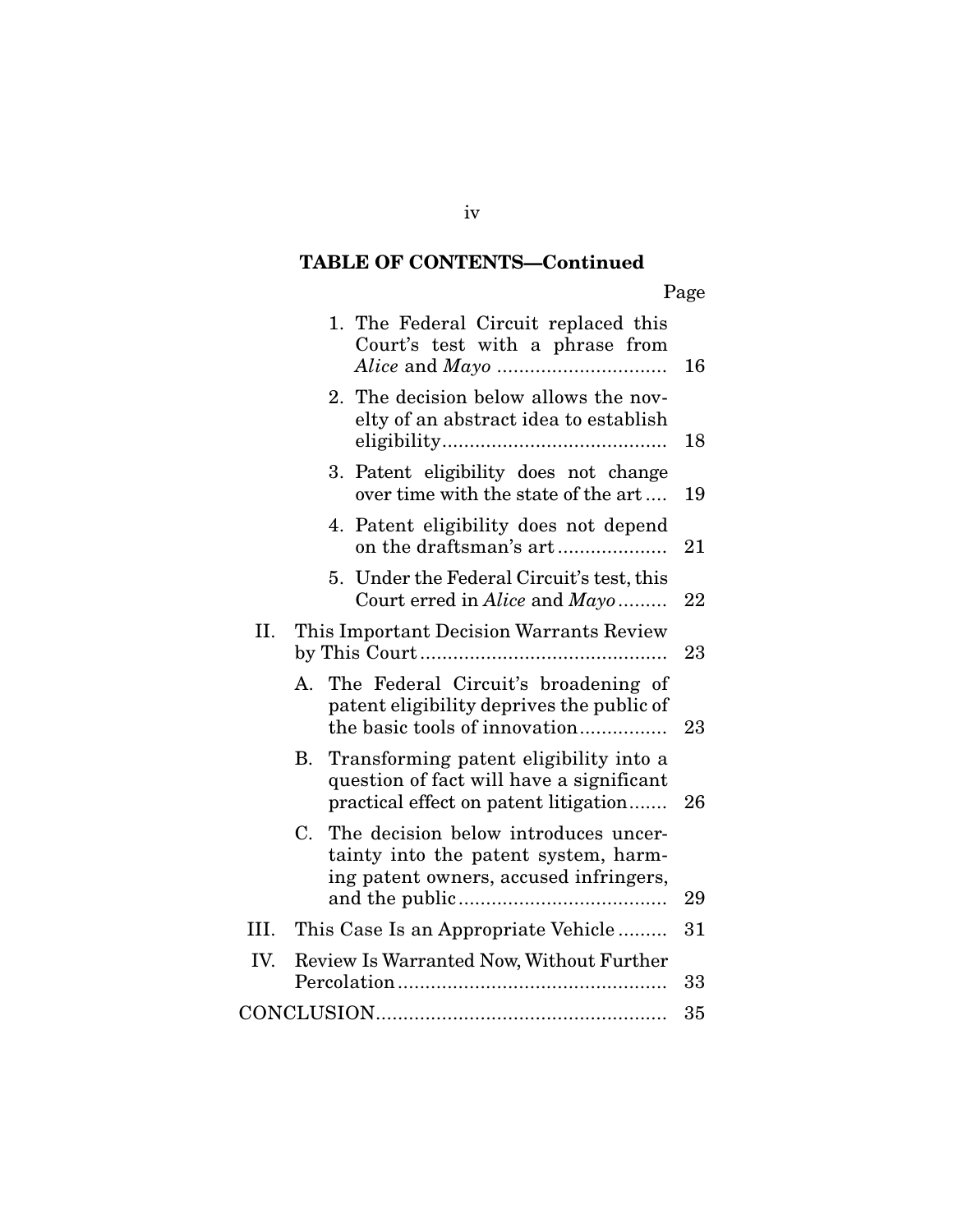**TABLE OF CONTENTS—Continued**

| | Page |
|---|---|
| 1. The Federal Circuit replaced this Court's test with a phrase from *Alice* and *Mayo* | 16 |
| 2. The decision below allows the novelty of an abstract idea to establish eligibility | 18 |
| 3. Patent eligibility does not change over time with the state of the art | 19 |
| 4. Patent eligibility does not depend on the draftsman's art | 21 |
| 5. Under the Federal Circuit's test, this Court erred in *Alice* and *Mayo* | 22 |
| II. This Important Decision Warrants Review by This Court | 23 |
| A. The Federal Circuit's broadening of patent eligibility deprives the public of the basic tools of innovation | 23 |
| B. Transforming patent eligibility into a question of fact will have a significant practical effect on patent litigation | 26 |
| C. The decision below introduces uncertainty into the patent system, harming patent owners, accused infringers, and the public | 29 |
| III. This Case Is an Appropriate Vehicle | 31 |
| IV. Review Is Warranted Now, Without Further Percolation | 33 |
| CONCLUSION | 35 |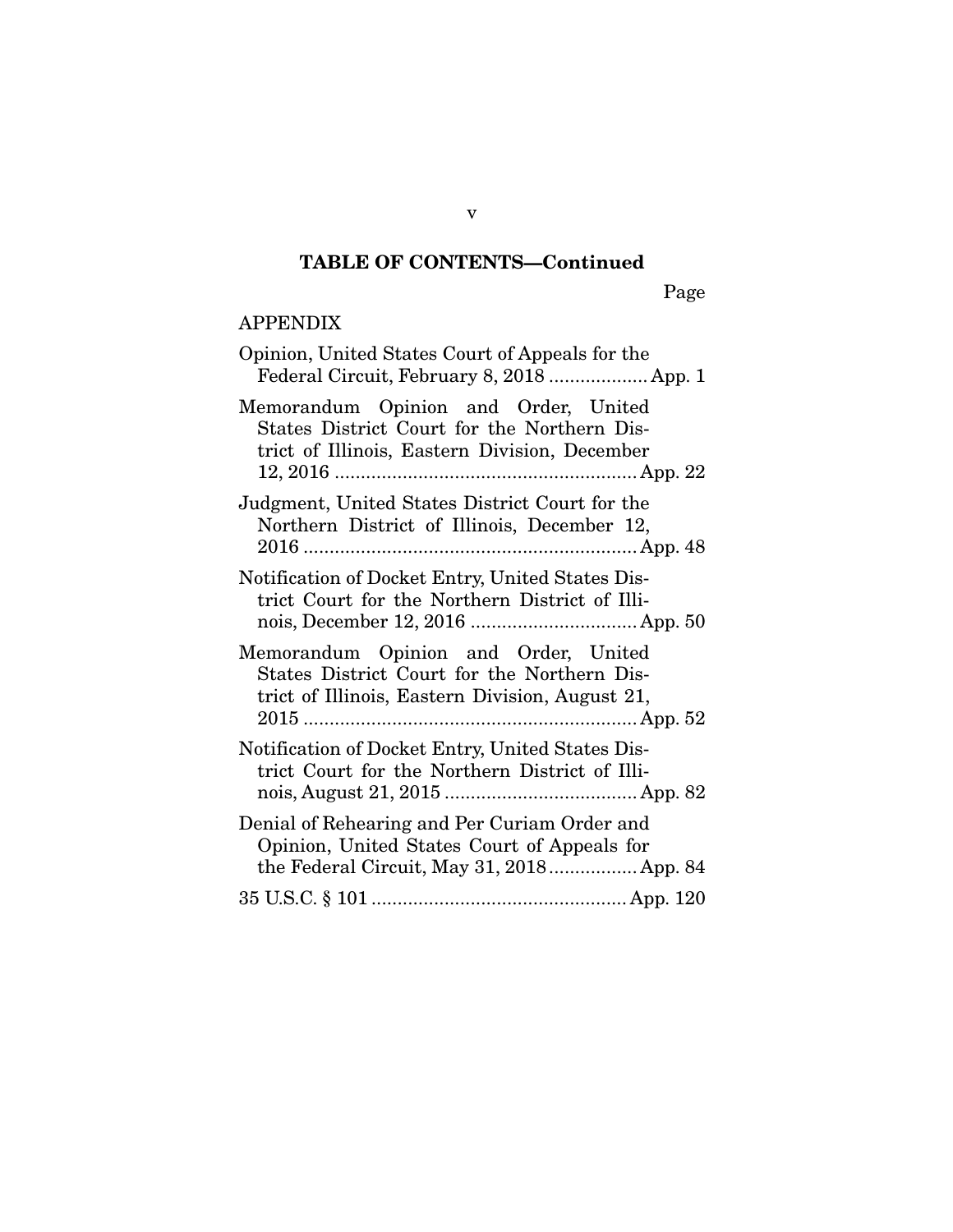**TABLE OF CONTENTS—Continued**

Page

APPENDIX

Opinion, United States Court of Appeals for the Federal Circuit, February 8, 2018 .................. App. 1

Memorandum Opinion and Order, United States District Court for the Northern District of Illinois, Eastern Division, December 12, 2016 .......................................................... App. 22

Judgment, United States District Court for the Northern District of Illinois, December 12, 2016 ................................................................ App. 48

Notification of Docket Entry, United States District Court for the Northern District of Illinois, December 12, 2016 ................................ App. 50

Memorandum Opinion and Order, United States District Court for the Northern District of Illinois, Eastern Division, August 21, 2015 ................................................................ App. 52

Notification of Docket Entry, United States District Court for the Northern District of Illinois, August 21, 2015 ..................................... App. 82

Denial of Rehearing and Per Curiam Order and Opinion, United States Court of Appeals for the Federal Circuit, May 31, 2018 ................. App. 84

35 U.S.C. § 101 ................................................. App. 120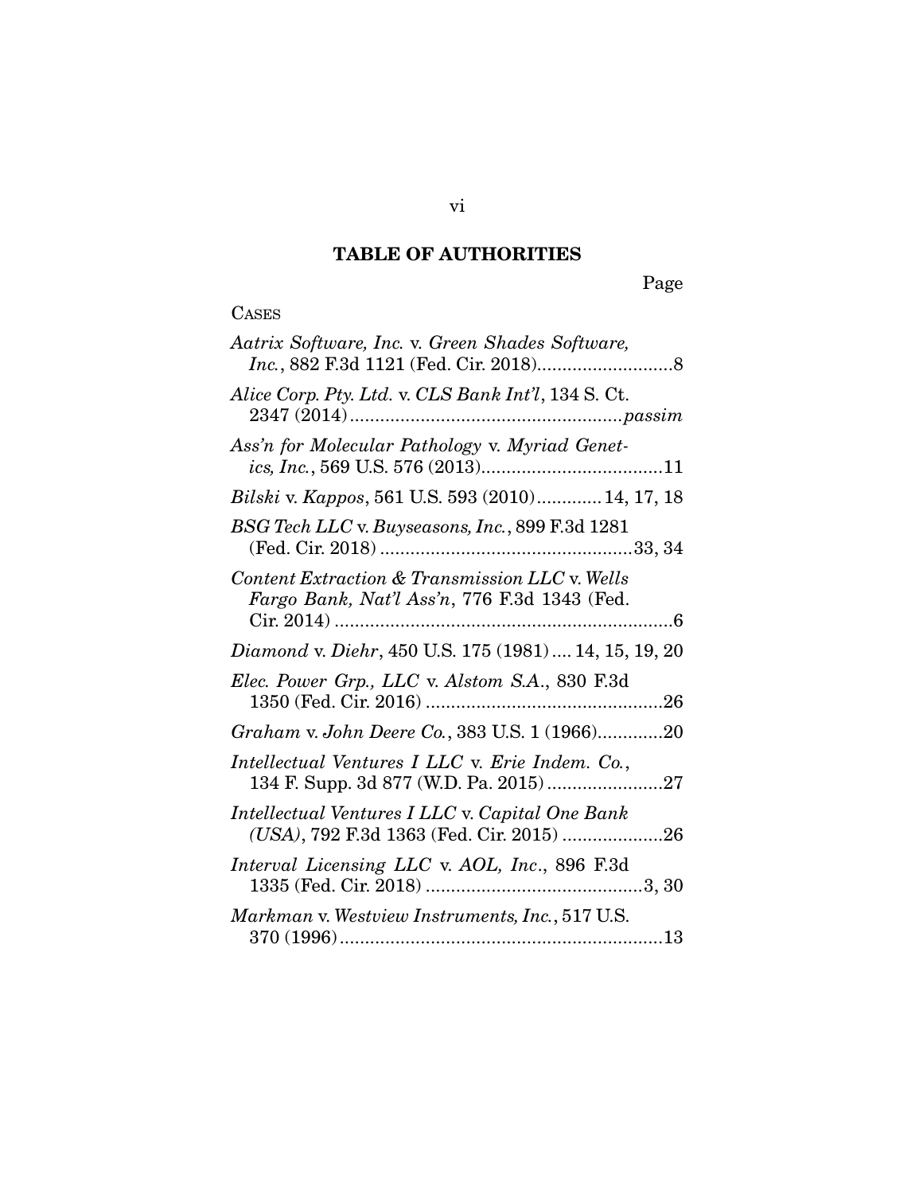## TABLE OF AUTHORITIES

Page

CASES

*Aatrix Software, Inc.* v. *Green Shades Software, Inc.*, 882 F.3d 1121 (Fed. Cir. 2018)..........................8

*Alice Corp. Pty. Ltd.* v. *CLS Bank Int'l*, 134 S. Ct. 2347 (2014).....................................................*passim*

*Ass'n for Molecular Pathology* v. *Myriad Genetics, Inc.*, 569 U.S. 576 (2013)....................................11

*Bilski* v. *Kappos*, 561 U.S. 593 (2010).............14, 17, 18

*BSG Tech LLC* v. *Buyseasons, Inc.*, 899 F.3d 1281 (Fed. Cir. 2018)..................................................33, 34

*Content Extraction & Transmission LLC* v. *Wells Fargo Bank, Nat'l Ass'n*, 776 F.3d 1343 (Fed. Cir. 2014)....................................................................6

*Diamond* v. *Diehr*, 450 U.S. 175 (1981)....14, 15, 19, 20

*Elec. Power Grp., LLC* v. *Alstom S.A.*, 830 F.3d 1350 (Fed. Cir. 2016)...............................................26

*Graham* v. *John Deere Co.*, 383 U.S. 1 (1966).............20

*Intellectual Ventures I LLC* v. *Erie Indem. Co.*, 134 F. Supp. 3d 877 (W.D. Pa. 2015).......................27

*Intellectual Ventures I LLC* v. *Capital One Bank (USA)*, 792 F.3d 1363 (Fed. Cir. 2015)....................26

*Interval Licensing LLC* v. *AOL, Inc.*, 896 F.3d 1335 (Fed. Cir. 2018)...........................................3, 30

*Markman* v. *Westview Instruments, Inc.*, 517 U.S. 370 (1996)................................................................13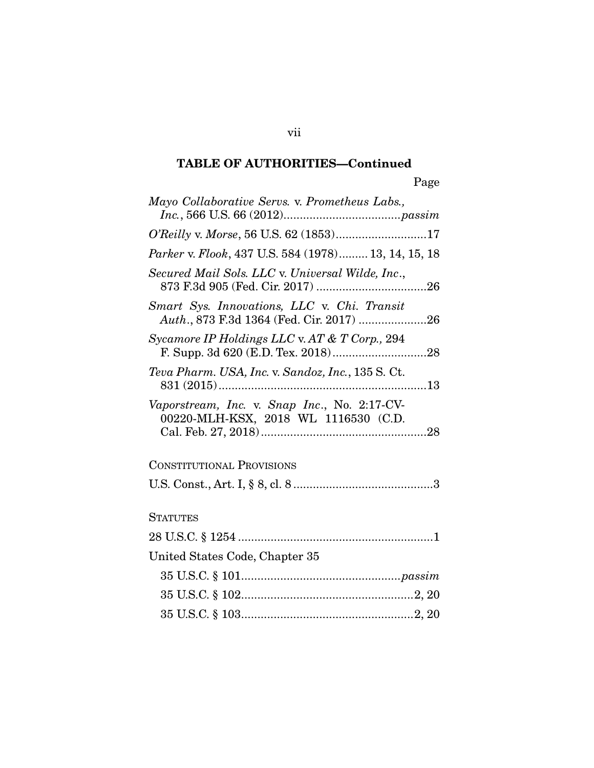## TABLE OF AUTHORITIES—Continued

Page

*Mayo Collaborative Servs.* v. *Prometheus Labs., Inc.*, 566 U.S. 66 (2012)....................................*passim*

*O'Reilly* v. *Morse*, 56 U.S. 62 (1853)............................17

*Parker* v. *Flook*, 437 U.S. 584 (1978).........13, 14, 15, 18

*Secured Mail Sols. LLC* v. *Universal Wilde, Inc.*, 873 F.3d 905 (Fed. Cir. 2017) ..................................26

*Smart Sys. Innovations, LLC* v. *Chi. Transit Auth.*, 873 F.3d 1364 (Fed. Cir. 2017) .....................26

*Sycamore IP Holdings LLC* v. *AT & T Corp.,* 294 F. Supp. 3d 620 (E.D. Tex. 2018).............................28

*Teva Pharm. USA, Inc.* v. *Sandoz, Inc.*, 135 S. Ct. 831 (2015)................................................................13

*Vaporstream, Inc.* v. *Snap Inc*., No. 2:17-CV-00220-MLH-KSX, 2018 WL 1116530 (C.D. Cal. Feb. 27, 2018)...................................................28

CONSTITUTIONAL PROVISIONS

U.S. Const., Art. I, § 8, cl. 8...........................................3

STATUTES

28 U.S.C. § 1254............................................................1

United States Code, Chapter 35

35 U.S.C. § 101................................................*passim*

35 U.S.C. § 102....................................................2, 20

35 U.S.C. § 103....................................................2, 20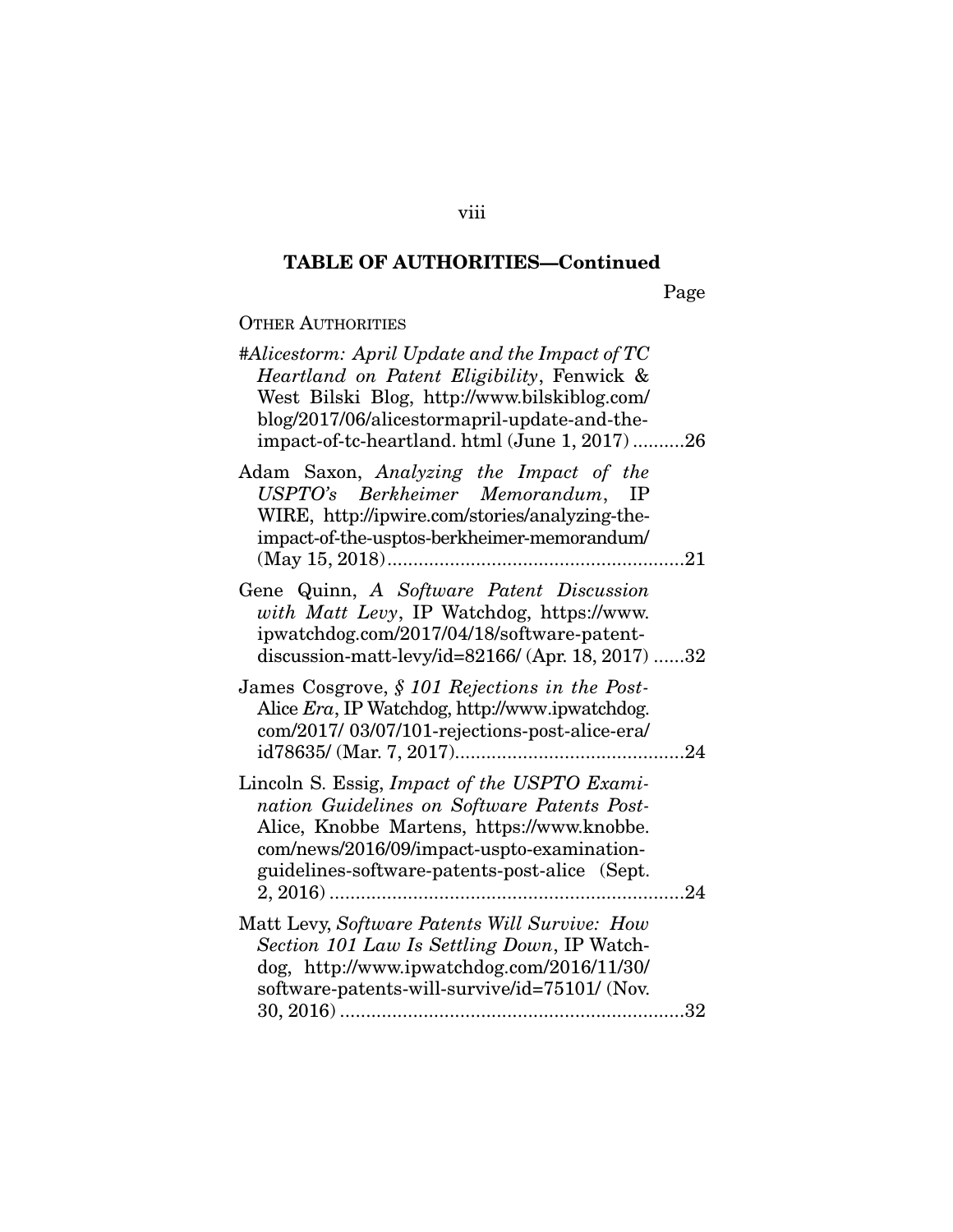## TABLE OF AUTHORITIES—Continued

Page

OTHER AUTHORITIES

*#Alicestorm: April Update and the Impact of TC Heartland on Patent Eligibility*, Fenwick & West Bilski Blog, http://www.bilskiblog.com/blog/2017/06/alicestormapril-update-and-the-impact-of-tc-heartland. html (June 1, 2017) ..........26

Adam Saxon, *Analyzing the Impact of the USPTO's Berkheimer Memorandum*, IP WIRE, http://ipwire.com/stories/analyzing-the-impact-of-the-usptos-berkheimer-memorandum/ (May 15, 2018) ..........21

Gene Quinn, *A Software Patent Discussion with Matt Levy*, IP Watchdog, https://www.ipwatchdog.com/2017/04/18/software-patent-discussion-matt-levy/id=82166/ (Apr. 18, 2017) ......32

James Cosgrove, *§ 101 Rejections in the Post-*Alice *Era*, IP Watchdog, http://www.ipwatchdog.com/2017/ 03/07/101-rejections-post-alice-era/id78635/ (Mar. 7, 2017) ..........24

Lincoln S. Essig, *Impact of the USPTO Examination Guidelines on Software Patents Post-*Alice, Knobbe Martens, https://www.knobbe.com/news/2016/09/impact-uspto-examination-guidelines-software-patents-post-alice (Sept. 2, 2016) ..........24

Matt Levy, *Software Patents Will Survive: How Section 101 Law Is Settling Down*, IP Watchdog, http://www.ipwatchdog.com/2016/11/30/software-patents-will-survive/id=75101/ (Nov. 30, 2016) ..........32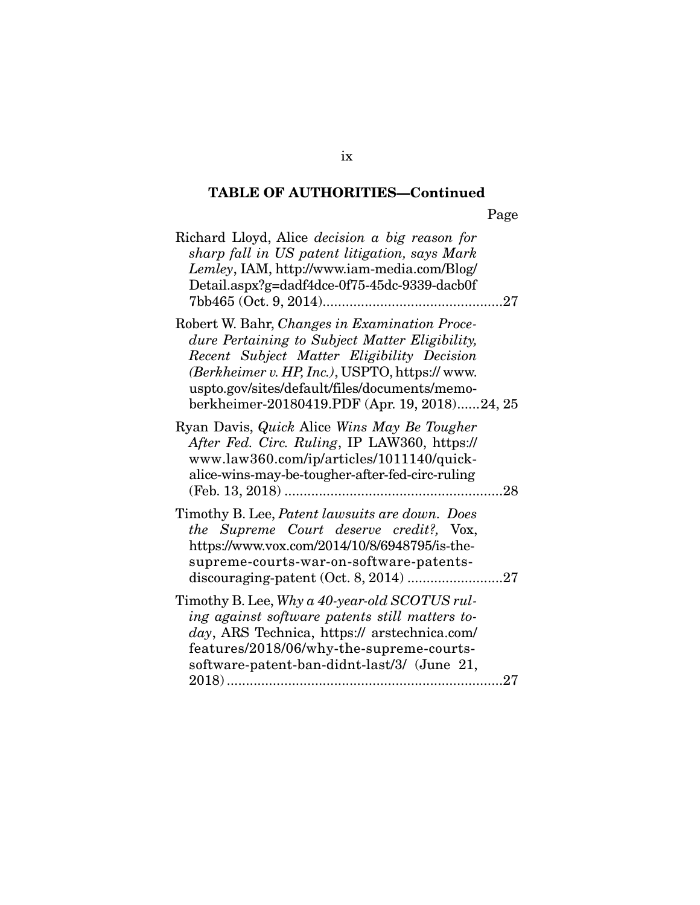**TABLE OF AUTHORITIES—Continued**

Page

Richard Lloyd, Alice *decision a big reason for sharp fall in US patent litigation, says Mark Lemley*, IAM, http://www.iam-media.com/Blog/Detail.aspx?g=dadf4dce-0f75-45dc-9339-dacb0f7bb465 (Oct. 9, 2014)...............................................27

Robert W. Bahr, *Changes in Examination Procedure Pertaining to Subject Matter Eligibility, Recent Subject Matter Eligibility Decision (Berkheimer v. HP, Inc.)*, USPTO, https:// www.uspto.gov/sites/default/files/documents/memo-berkheimer-20180419.PDF (Apr. 19, 2018)......24, 25

Ryan Davis, *Quick* Alice *Wins May Be Tougher After Fed. Circ. Ruling*, IP LAW360, https://www.law360.com/ip/articles/1011140/quick-alice-wins-may-be-tougher-after-fed-circ-ruling (Feb. 13, 2018) .........................................................28

Timothy B. Lee, *Patent lawsuits are down. Does the Supreme Court deserve credit?,* Vox, https://www.vox.com/2014/10/8/6948795/is-the-supreme-courts-war-on-software-patents-discouraging-patent (Oct. 8, 2014) .........................27

Timothy B. Lee, *Why a 40-year-old SCOTUS ruling against software patents still matters today*, ARS Technica, https:// arstechnica.com/features/2018/06/why-the-supreme-courts-software-patent-ban-didnt-last/3/ (June 21, 2018).........................................................................27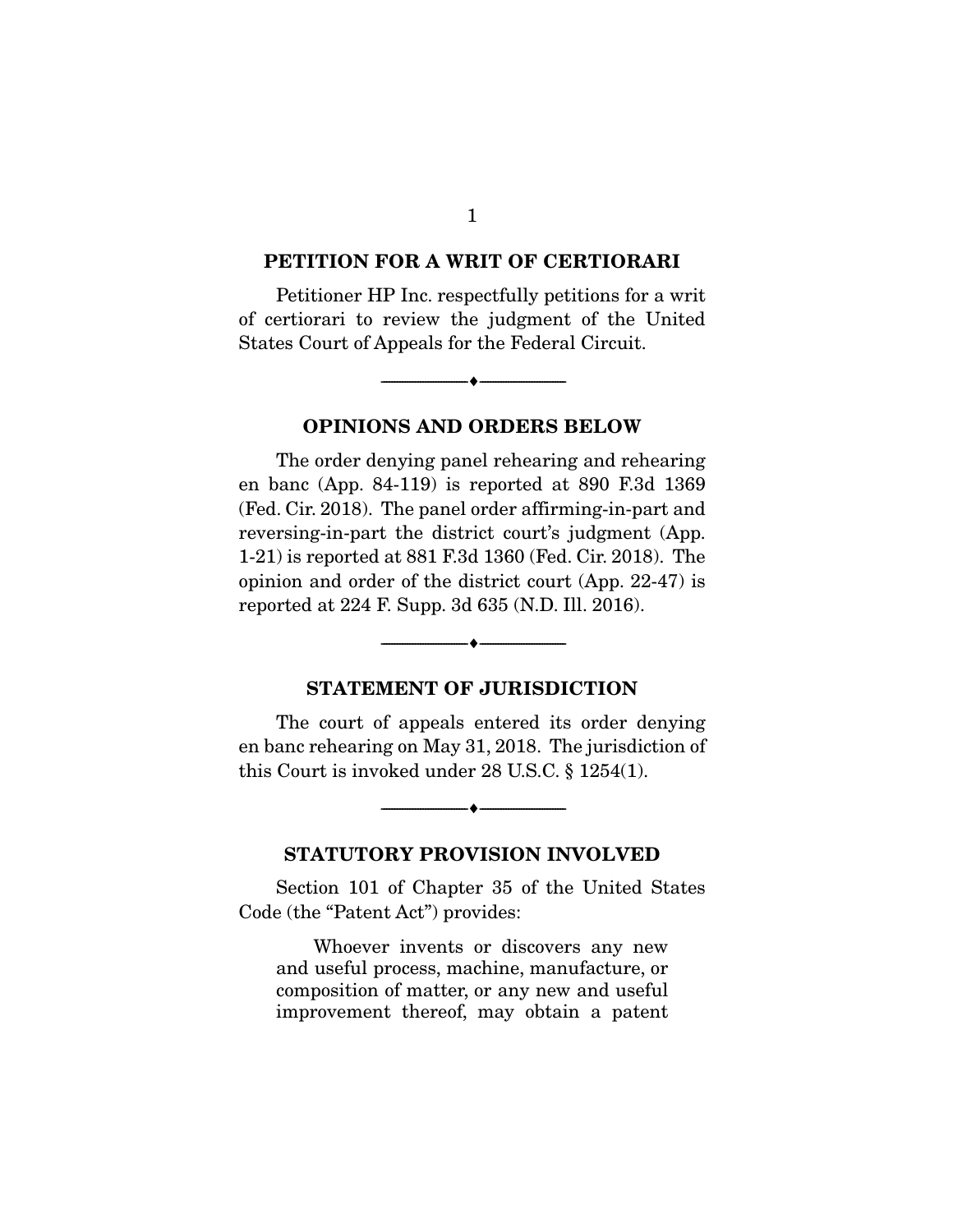## PETITION FOR A WRIT OF CERTIORARI

Petitioner HP Inc. respectfully petitions for a writ of certiorari to review the judgment of the United States Court of Appeals for the Federal Circuit.

---

## OPINIONS AND ORDERS BELOW

The order denying panel rehearing and rehearing en banc (App. 84-119) is reported at 890 F.3d 1369 (Fed. Cir. 2018). The panel order affirming-in-part and reversing-in-part the district court's judgment (App. 1-21) is reported at 881 F.3d 1360 (Fed. Cir. 2018). The opinion and order of the district court (App. 22-47) is reported at 224 F. Supp. 3d 635 (N.D. Ill. 2016).

---

## STATEMENT OF JURISDICTION

The court of appeals entered its order denying en banc rehearing on May 31, 2018. The jurisdiction of this Court is invoked under 28 U.S.C. § 1254(1).

---

## STATUTORY PROVISION INVOLVED

Section 101 of Chapter 35 of the United States Code (the "Patent Act") provides:

> Whoever invents or discovers any new and useful process, machine, manufacture, or composition of matter, or any new and useful improvement thereof, may obtain a patent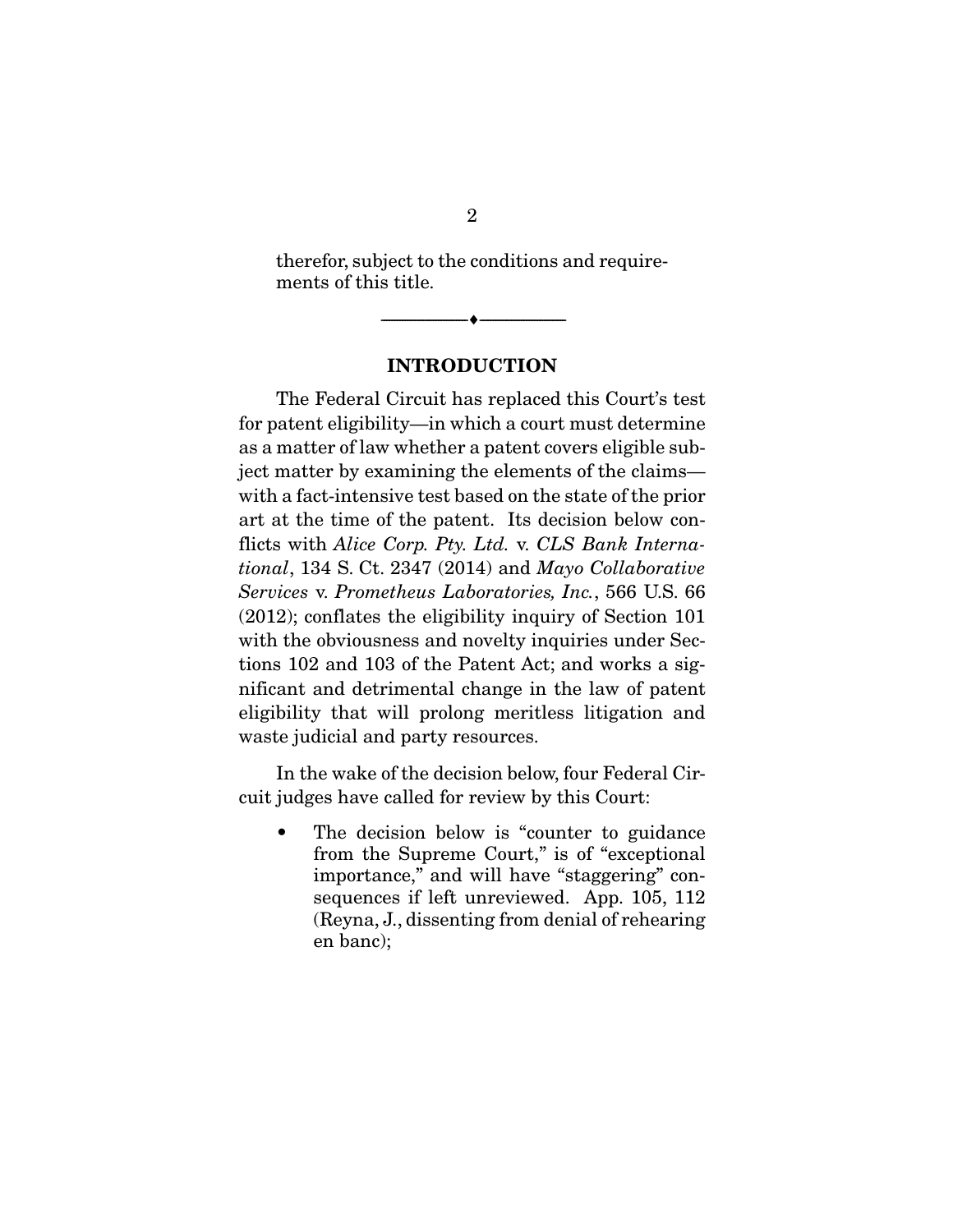therefor, subject to the conditions and requirements of this title.

---

## INTRODUCTION

The Federal Circuit has replaced this Court's test for patent eligibility—in which a court must determine as a matter of law whether a patent covers eligible subject matter by examining the elements of the claims—with a fact-intensive test based on the state of the prior art at the time of the patent. Its decision below conflicts with *Alice Corp. Pty. Ltd.* v. *CLS Bank International*, 134 S. Ct. 2347 (2014) and *Mayo Collaborative Services* v. *Prometheus Laboratories, Inc.*, 566 U.S. 66 (2012); conflates the eligibility inquiry of Section 101 with the obviousness and novelty inquiries under Sections 102 and 103 of the Patent Act; and works a significant and detrimental change in the law of patent eligibility that will prolong meritless litigation and waste judicial and party resources.

In the wake of the decision below, four Federal Circuit judges have called for review by this Court:

- The decision below is "counter to guidance from the Supreme Court," is of "exceptional importance," and will have "staggering" consequences if left unreviewed. App. 105, 112 (Reyna, J., dissenting from denial of rehearing en banc);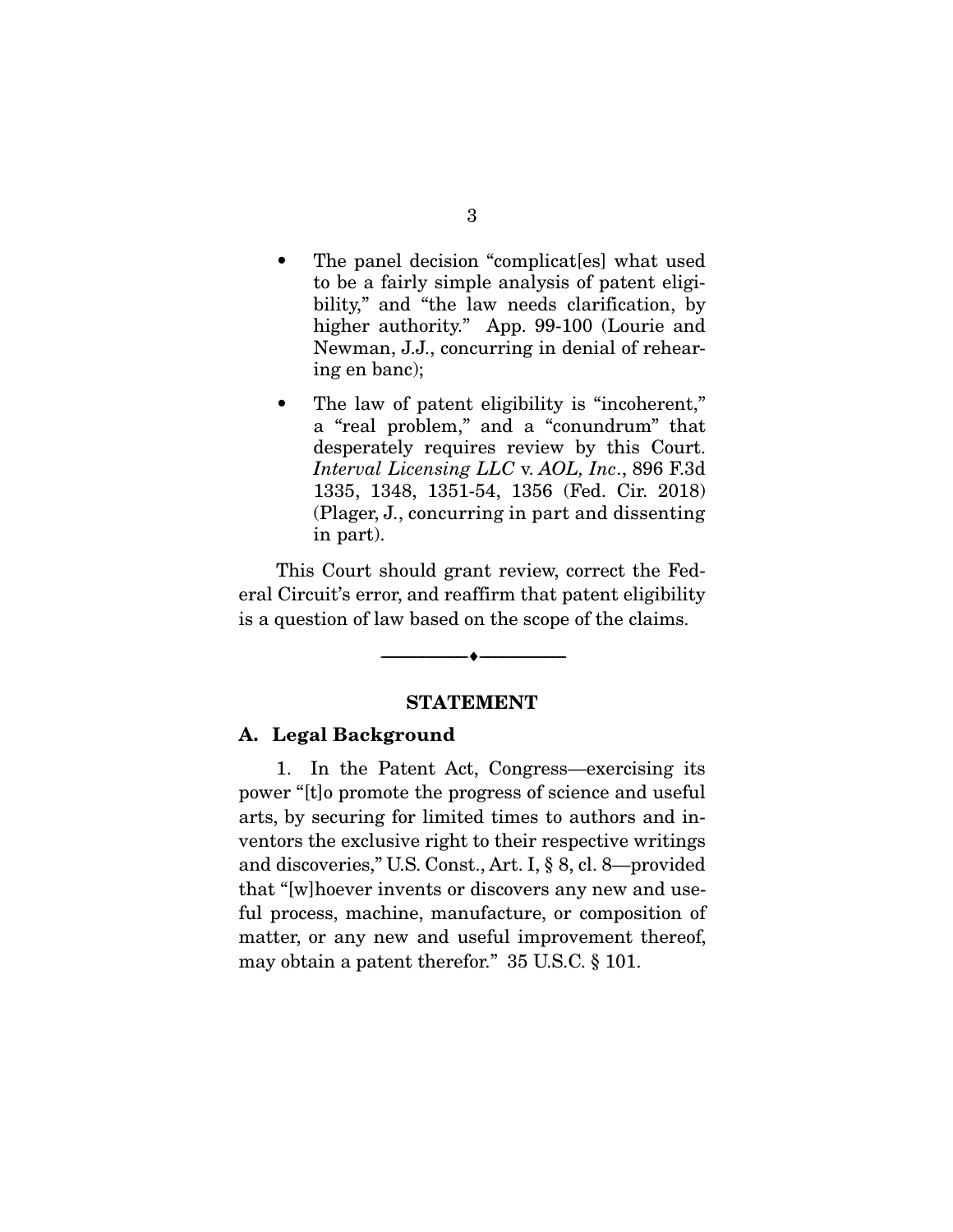- The panel decision "complicat[es] what used to be a fairly simple analysis of patent eligibility," and "the law needs clarification, by higher authority." App. 99-100 (Lourie and Newman, J.J., concurring in denial of rehearing en banc);
- The law of patent eligibility is "incoherent," a "real problem," and a "conundrum" that desperately requires review by this Court. *Interval Licensing LLC* v. *AOL, Inc*., 896 F.3d 1335, 1348, 1351-54, 1356 (Fed. Cir. 2018) (Plager, J., concurring in part and dissenting in part).

This Court should grant review, correct the Federal Circuit's error, and reaffirm that patent eligibility is a question of law based on the scope of the claims.

---

## STATEMENT

### A. Legal Background

1. In the Patent Act, Congress—exercising its power "[t]o promote the progress of science and useful arts, by securing for limited times to authors and inventors the exclusive right to their respective writings and discoveries," U.S. Const., Art. I, § 8, cl. 8—provided that "[w]hoever invents or discovers any new and useful process, machine, manufacture, or composition of matter, or any new and useful improvement thereof, may obtain a patent therefor." 35 U.S.C. § 101.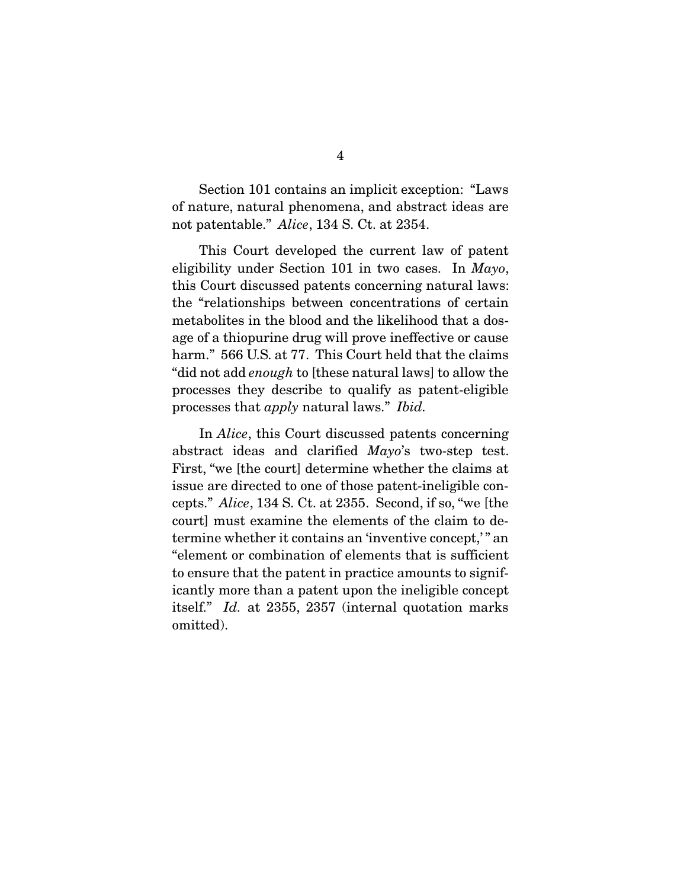Section 101 contains an implicit exception: "Laws of nature, natural phenomena, and abstract ideas are not patentable." *Alice*, 134 S. Ct. at 2354.

This Court developed the current law of patent eligibility under Section 101 in two cases. In *Mayo*, this Court discussed patents concerning natural laws: the "relationships between concentrations of certain metabolites in the blood and the likelihood that a dosage of a thiopurine drug will prove ineffective or cause harm." 566 U.S. at 77. This Court held that the claims "did not add *enough* to [these natural laws] to allow the processes they describe to qualify as patent-eligible processes that *apply* natural laws." *Ibid.*

In *Alice*, this Court discussed patents concerning abstract ideas and clarified *Mayo*'s two-step test. First, "we [the court] determine whether the claims at issue are directed to one of those patent-ineligible concepts." *Alice*, 134 S. Ct. at 2355. Second, if so, "we [the court] must examine the elements of the claim to determine whether it contains an 'inventive concept,'" an "element or combination of elements that is sufficient to ensure that the patent in practice amounts to significantly more than a patent upon the ineligible concept itself." *Id.* at 2355, 2357 (internal quotation marks omitted).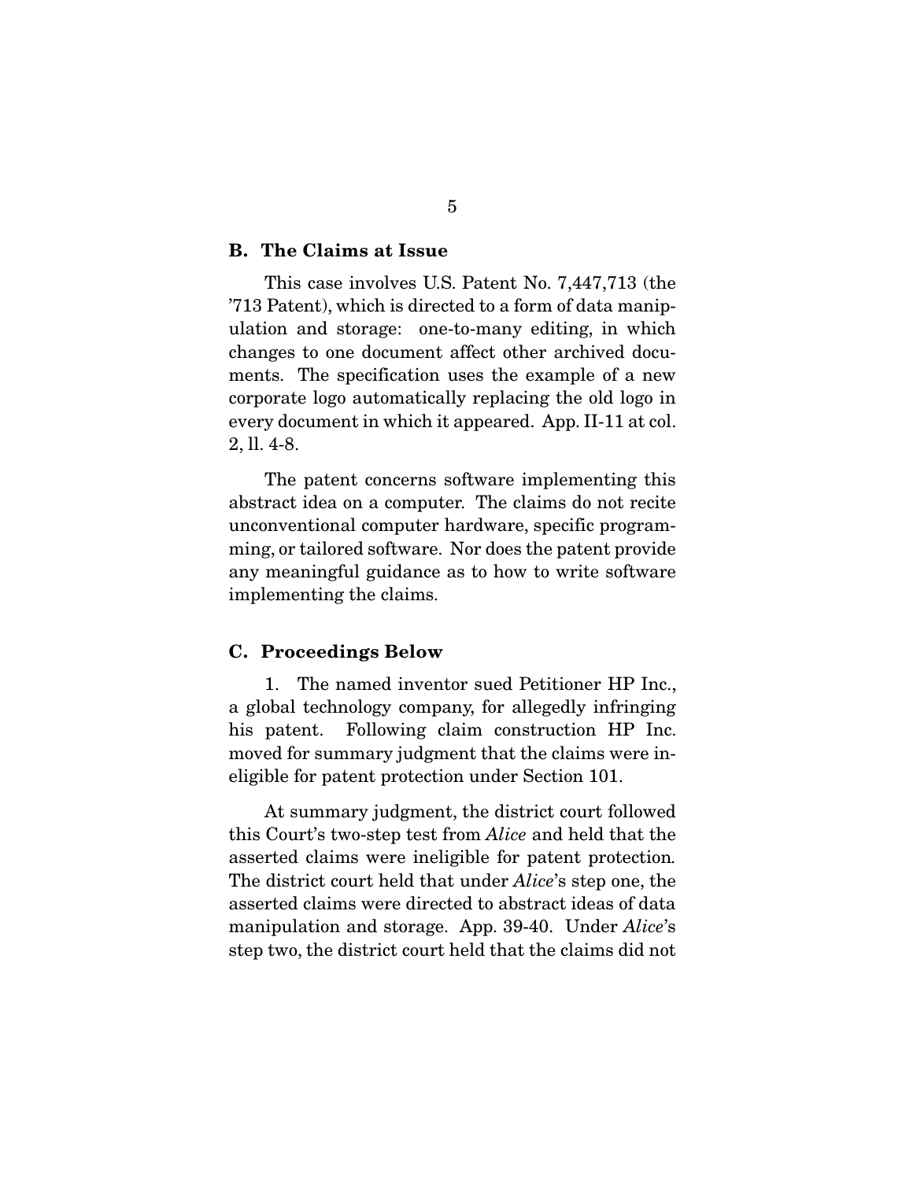### B. The Claims at Issue

This case involves U.S. Patent No. 7,447,713 (the '713 Patent), which is directed to a form of data manipulation and storage: one-to-many editing, in which changes to one document affect other archived documents. The specification uses the example of a new corporate logo automatically replacing the old logo in every document in which it appeared. App. II-11 at col. 2, ll. 4-8.

The patent concerns software implementing this abstract idea on a computer. The claims do not recite unconventional computer hardware, specific programming, or tailored software. Nor does the patent provide any meaningful guidance as to how to write software implementing the claims.

### C. Proceedings Below

1. The named inventor sued Petitioner HP Inc., a global technology company, for allegedly infringing his patent. Following claim construction HP Inc. moved for summary judgment that the claims were ineligible for patent protection under Section 101.

At summary judgment, the district court followed this Court's two-step test from *Alice* and held that the asserted claims were ineligible for patent protection. The district court held that under *Alice*'s step one, the asserted claims were directed to abstract ideas of data manipulation and storage. App. 39-40. Under *Alice*'s step two, the district court held that the claims did not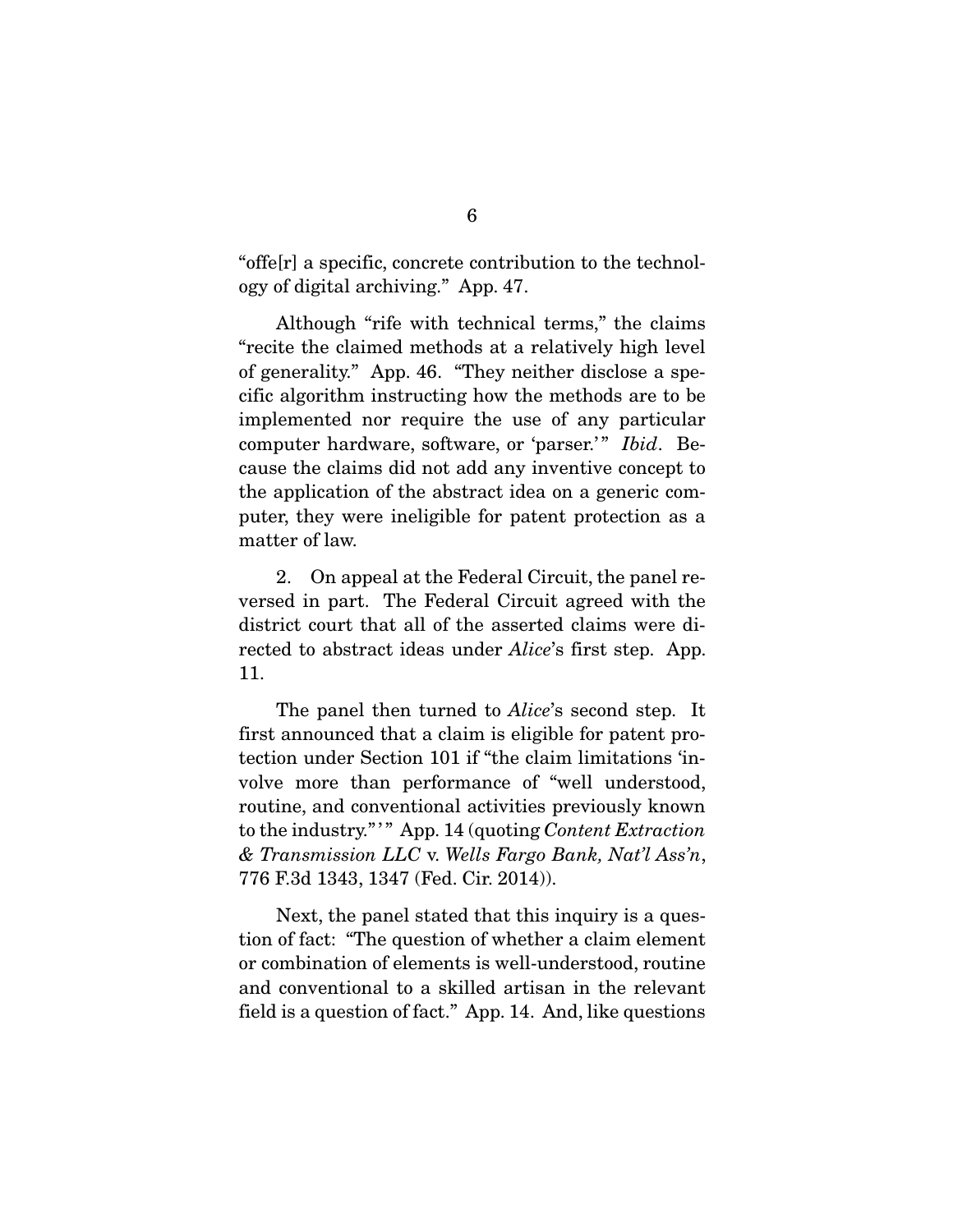"offe[r] a specific, concrete contribution to the technology of digital archiving." App. 47.

Although "rife with technical terms," the claims "recite the claimed methods at a relatively high level of generality." App. 46. "They neither disclose a specific algorithm instructing how the methods are to be implemented nor require the use of any particular computer hardware, software, or 'parser.'" *Ibid*. Because the claims did not add any inventive concept to the application of the abstract idea on a generic computer, they were ineligible for patent protection as a matter of law.

2. On appeal at the Federal Circuit, the panel reversed in part. The Federal Circuit agreed with the district court that all of the asserted claims were directed to abstract ideas under *Alice*'s first step. App. 11.

The panel then turned to *Alice*'s second step. It first announced that a claim is eligible for patent protection under Section 101 if "the claim limitations 'involve more than performance of "well understood, routine, and conventional activities previously known to the industry."'" App. 14 (quoting *Content Extraction & Transmission LLC* v. *Wells Fargo Bank, Nat'l Ass'n*, 776 F.3d 1343, 1347 (Fed. Cir. 2014)).

Next, the panel stated that this inquiry is a question of fact: "The question of whether a claim element or combination of elements is well-understood, routine and conventional to a skilled artisan in the relevant field is a question of fact." App. 14. And, like questions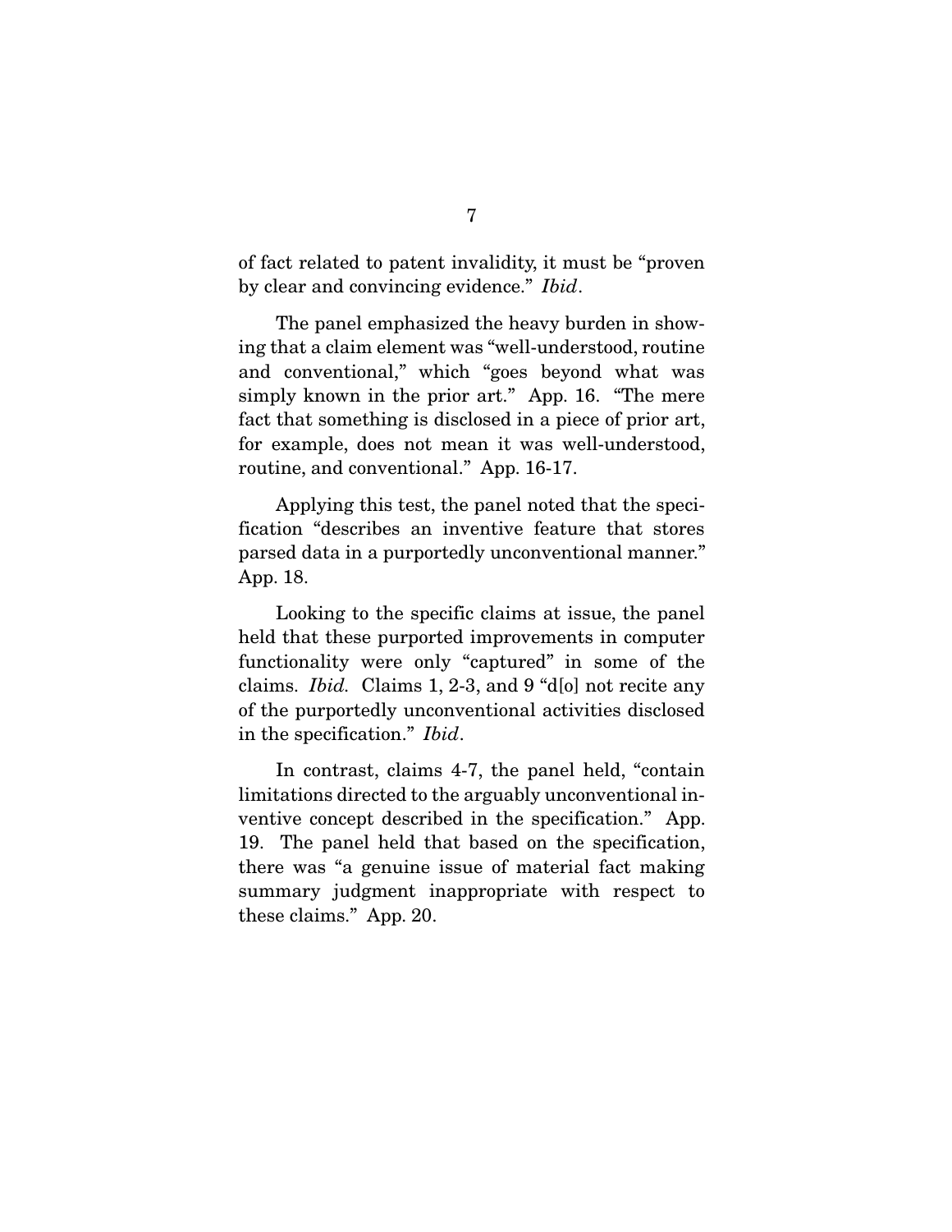of fact related to patent invalidity, it must be "proven by clear and convincing evidence." *Ibid*.

The panel emphasized the heavy burden in showing that a claim element was "well-understood, routine and conventional," which "goes beyond what was simply known in the prior art." App. 16. "The mere fact that something is disclosed in a piece of prior art, for example, does not mean it was well-understood, routine, and conventional." App. 16-17.

Applying this test, the panel noted that the specification "describes an inventive feature that stores parsed data in a purportedly unconventional manner." App. 18.

Looking to the specific claims at issue, the panel held that these purported improvements in computer functionality were only "captured" in some of the claims. *Ibid.* Claims 1, 2-3, and 9 "d[o] not recite any of the purportedly unconventional activities disclosed in the specification." *Ibid*.

In contrast, claims 4-7, the panel held, "contain limitations directed to the arguably unconventional inventive concept described in the specification." App. 19. The panel held that based on the specification, there was "a genuine issue of material fact making summary judgment inappropriate with respect to these claims." App. 20.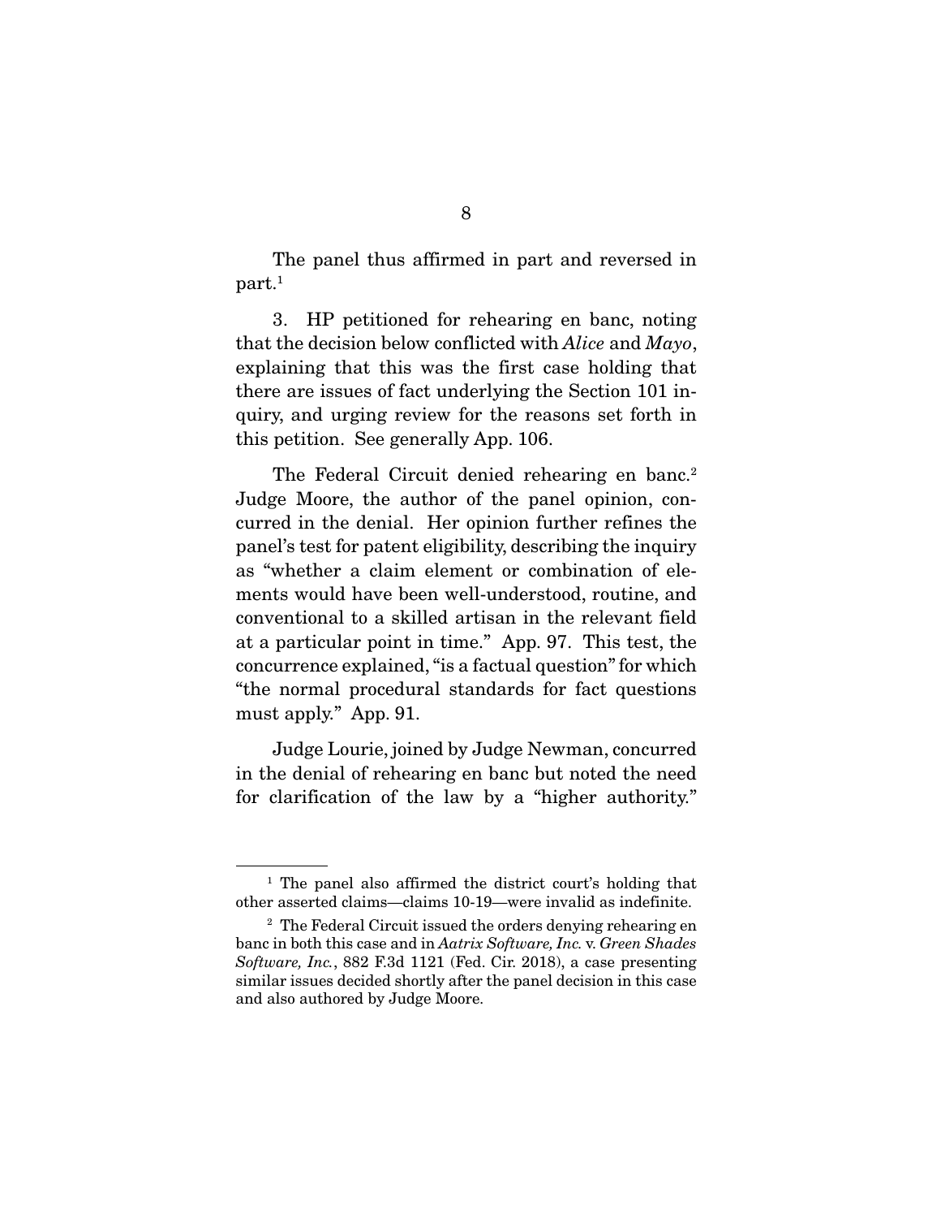The panel thus affirmed in part and reversed in part.[1]

3. HP petitioned for rehearing en banc, noting that the decision below conflicted with *Alice* and *Mayo*, explaining that this was the first case holding that there are issues of fact underlying the Section 101 inquiry, and urging review for the reasons set forth in this petition. See generally App. 106.

The Federal Circuit denied rehearing en banc.[2] Judge Moore, the author of the panel opinion, concurred in the denial. Her opinion further refines the panel's test for patent eligibility, describing the inquiry as "whether a claim element or combination of elements would have been well-understood, routine, and conventional to a skilled artisan in the relevant field at a particular point in time." App. 97. This test, the concurrence explained, "is a factual question" for which "the normal procedural standards for fact questions must apply." App. 91.

Judge Lourie, joined by Judge Newman, concurred in the denial of rehearing en banc but noted the need for clarification of the law by a "higher authority."

---

[1] The panel also affirmed the district court's holding that other asserted claims—claims 10-19—were invalid as indefinite.

[2] The Federal Circuit issued the orders denying rehearing en banc in both this case and in *Aatrix Software, Inc.* v. *Green Shades Software, Inc.*, 882 F.3d 1121 (Fed. Cir. 2018), a case presenting similar issues decided shortly after the panel decision in this case and also authored by Judge Moore.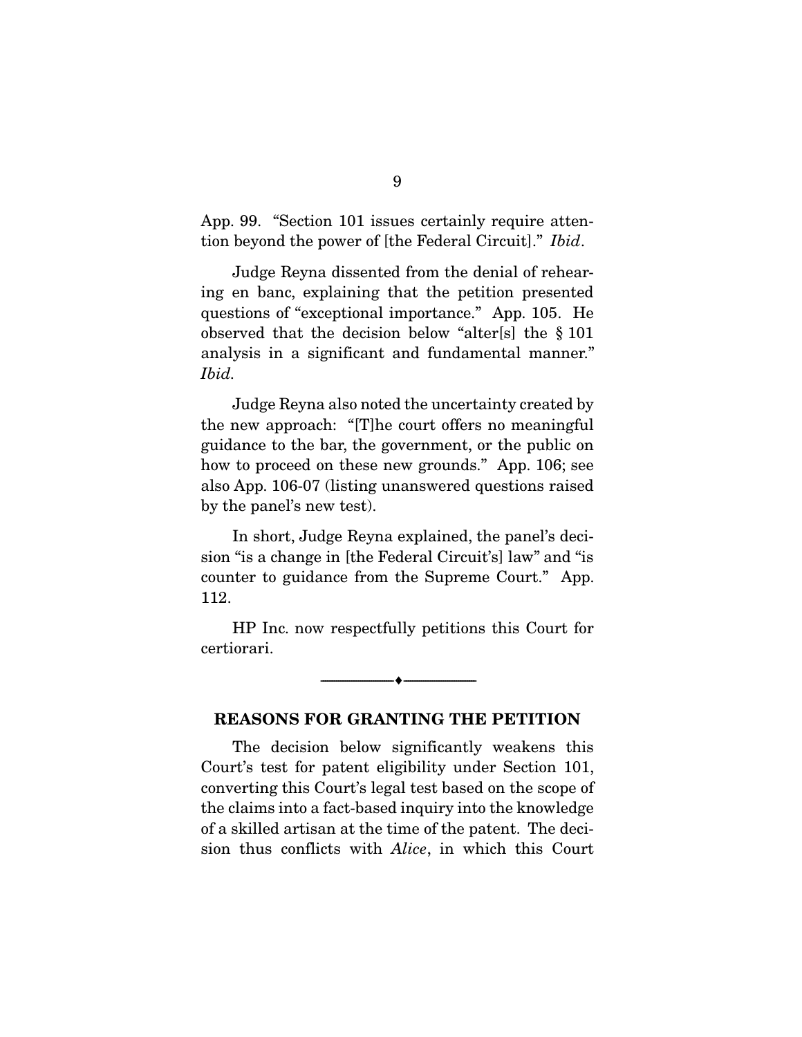App. 99. "Section 101 issues certainly require attention beyond the power of [the Federal Circuit]." *Ibid*.

Judge Reyna dissented from the denial of rehearing en banc, explaining that the petition presented questions of "exceptional importance." App. 105. He observed that the decision below "alter[s] the § 101 analysis in a significant and fundamental manner." *Ibid.*

Judge Reyna also noted the uncertainty created by the new approach: "[T]he court offers no meaningful guidance to the bar, the government, or the public on how to proceed on these new grounds." App. 106; see also App. 106-07 (listing unanswered questions raised by the panel's new test).

In short, Judge Reyna explained, the panel's decision "is a change in [the Federal Circuit's] law" and "is counter to guidance from the Supreme Court." App. 112.

HP Inc. now respectfully petitions this Court for certiorari.

---

## REASONS FOR GRANTING THE PETITION

The decision below significantly weakens this Court's test for patent eligibility under Section 101, converting this Court's legal test based on the scope of the claims into a fact-based inquiry into the knowledge of a skilled artisan at the time of the patent. The decision thus conflicts with *Alice*, in which this Court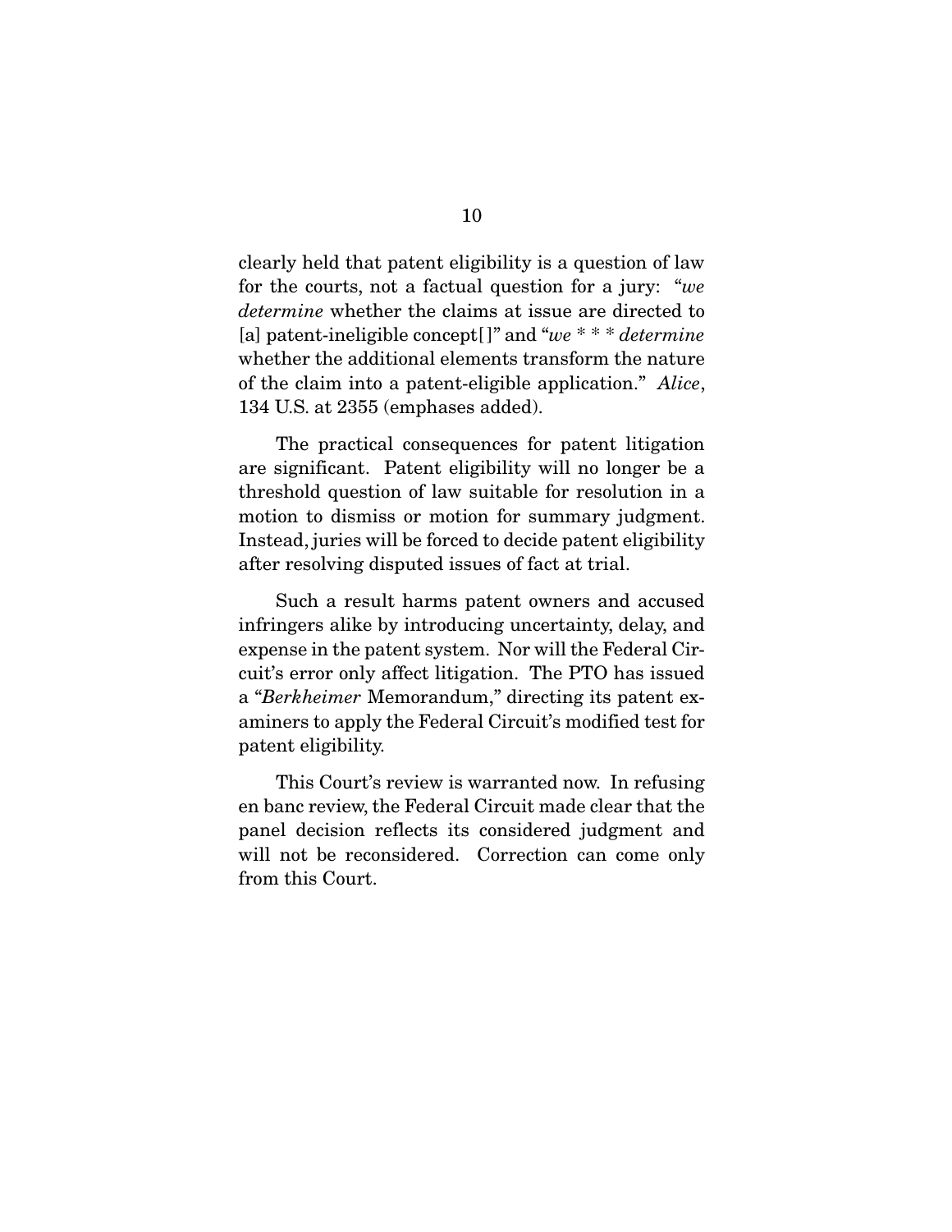clearly held that patent eligibility is a question of law for the courts, not a factual question for a jury: "*we determine* whether the claims at issue are directed to [a] patent-ineligible concept[ ]" and "*we* * * * *determine* whether the additional elements transform the nature of the claim into a patent-eligible application." *Alice*, 134 U.S. at 2355 (emphases added).

The practical consequences for patent litigation are significant. Patent eligibility will no longer be a threshold question of law suitable for resolution in a motion to dismiss or motion for summary judgment. Instead, juries will be forced to decide patent eligibility after resolving disputed issues of fact at trial.

Such a result harms patent owners and accused infringers alike by introducing uncertainty, delay, and expense in the patent system. Nor will the Federal Circuit's error only affect litigation. The PTO has issued a "*Berkheimer* Memorandum," directing its patent examiners to apply the Federal Circuit's modified test for patent eligibility.

This Court's review is warranted now. In refusing en banc review, the Federal Circuit made clear that the panel decision reflects its considered judgment and will not be reconsidered. Correction can come only from this Court.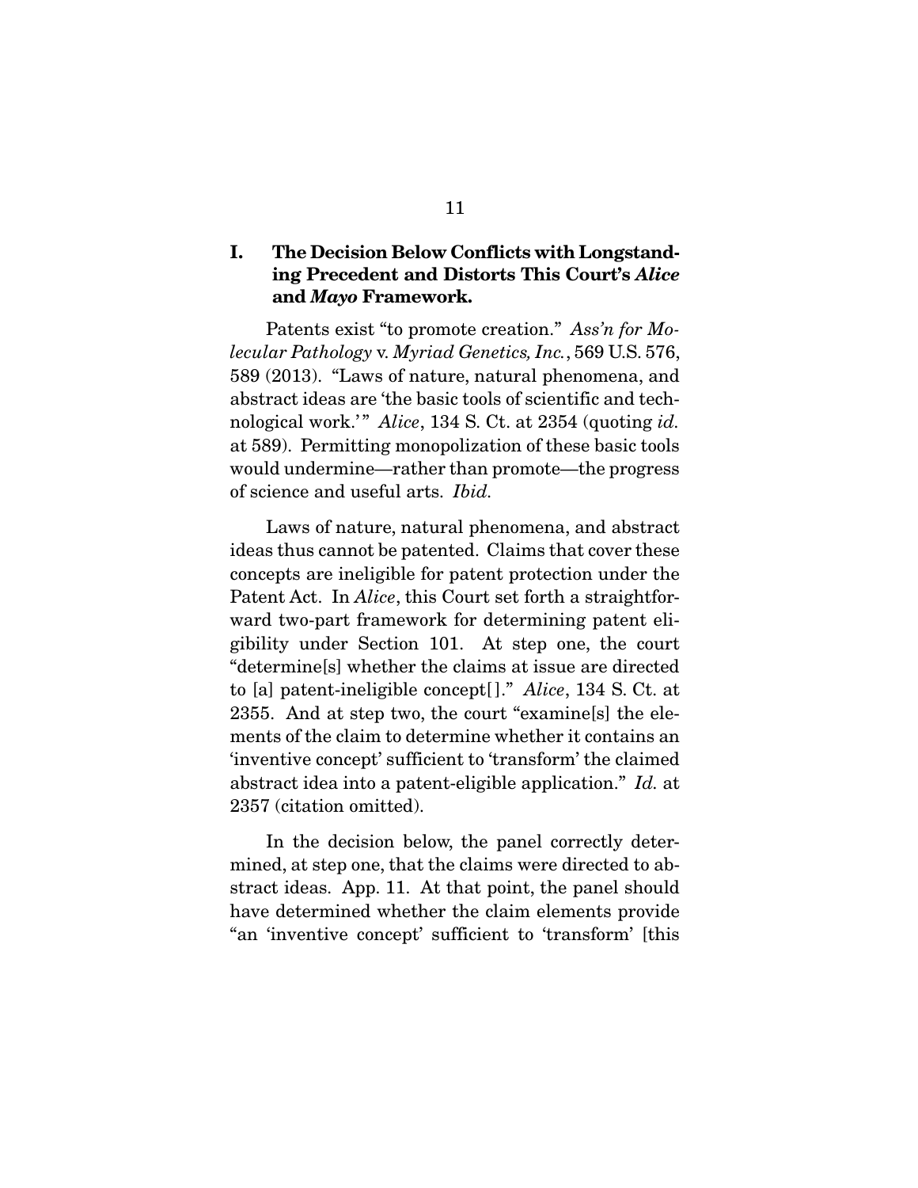## I. The Decision Below Conflicts with Longstanding Precedent and Distorts This Court's *Alice* and *Mayo* Framework.

Patents exist "to promote creation." *Ass'n for Molecular Pathology* v. *Myriad Genetics, Inc.*, 569 U.S. 576, 589 (2013). "Laws of nature, natural phenomena, and abstract ideas are 'the basic tools of scientific and technological work.'" *Alice*, 134 S. Ct. at 2354 (quoting *id.* at 589). Permitting monopolization of these basic tools would undermine—rather than promote—the progress of science and useful arts. *Ibid.*

Laws of nature, natural phenomena, and abstract ideas thus cannot be patented. Claims that cover these concepts are ineligible for patent protection under the Patent Act. In *Alice*, this Court set forth a straightforward two-part framework for determining patent eligibility under Section 101. At step one, the court "determine[s] whether the claims at issue are directed to [a] patent-ineligible concept[ ]." *Alice*, 134 S. Ct. at 2355. And at step two, the court "examine[s] the elements of the claim to determine whether it contains an 'inventive concept' sufficient to 'transform' the claimed abstract idea into a patent-eligible application." *Id.* at 2357 (citation omitted).

In the decision below, the panel correctly determined, at step one, that the claims were directed to abstract ideas. App. 11. At that point, the panel should have determined whether the claim elements provide "an 'inventive concept' sufficient to 'transform' [this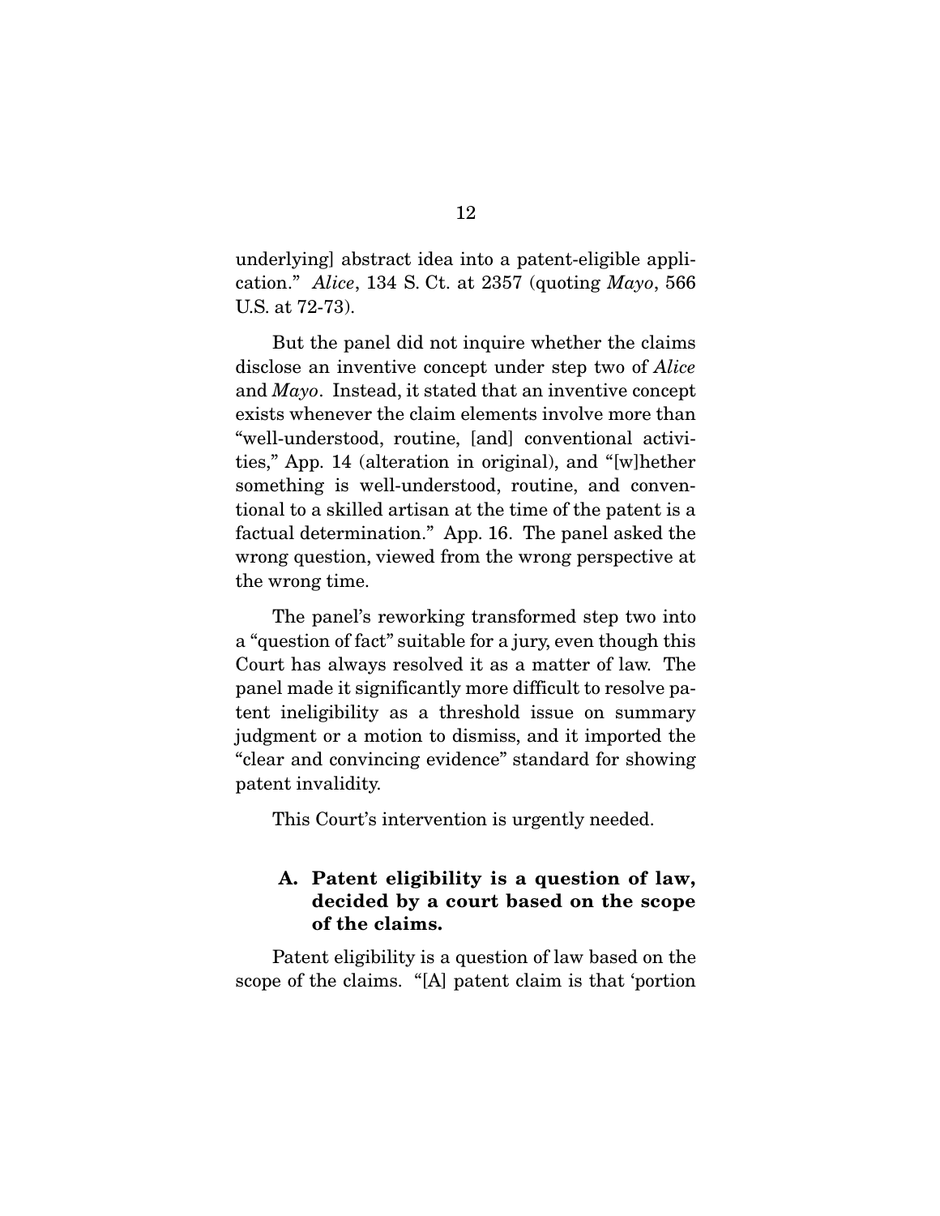underlying] abstract idea into a patent-eligible application." *Alice*, 134 S. Ct. at 2357 (quoting *Mayo*, 566 U.S. at 72-73).

But the panel did not inquire whether the claims disclose an inventive concept under step two of *Alice* and *Mayo*. Instead, it stated that an inventive concept exists whenever the claim elements involve more than "well-understood, routine, [and] conventional activities," App. 14 (alteration in original), and "[w]hether something is well-understood, routine, and conventional to a skilled artisan at the time of the patent is a factual determination." App. 16. The panel asked the wrong question, viewed from the wrong perspective at the wrong time.

The panel's reworking transformed step two into a "question of fact" suitable for a jury, even though this Court has always resolved it as a matter of law. The panel made it significantly more difficult to resolve patent ineligibility as a threshold issue on summary judgment or a motion to dismiss, and it imported the "clear and convincing evidence" standard for showing patent invalidity.

This Court's intervention is urgently needed.

### A. Patent eligibility is a question of law, decided by a court based on the scope of the claims.

Patent eligibility is a question of law based on the scope of the claims. "[A] patent claim is that 'portion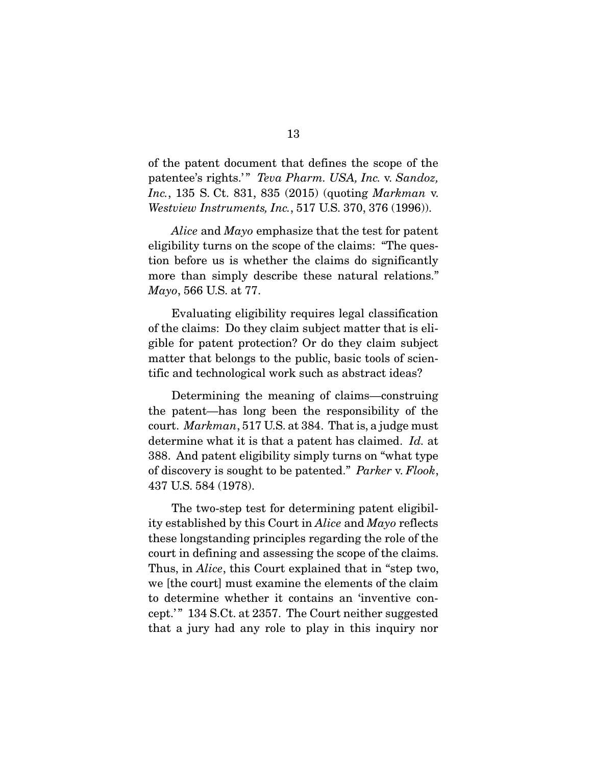of the patent document that defines the scope of the patentee's rights.'" *Teva Pharm. USA, Inc.* v. *Sandoz, Inc.*, 135 S. Ct. 831, 835 (2015) (quoting *Markman* v. *Westview Instruments, Inc.*, 517 U.S. 370, 376 (1996)).

*Alice* and *Mayo* emphasize that the test for patent eligibility turns on the scope of the claims: "The question before us is whether the claims do significantly more than simply describe these natural relations." *Mayo*, 566 U.S. at 77.

Evaluating eligibility requires legal classification of the claims: Do they claim subject matter that is eligible for patent protection? Or do they claim subject matter that belongs to the public, basic tools of scientific and technological work such as abstract ideas?

Determining the meaning of claims—construing the patent—has long been the responsibility of the court. *Markman*, 517 U.S. at 384. That is, a judge must determine what it is that a patent has claimed. *Id.* at 388. And patent eligibility simply turns on "what type of discovery is sought to be patented." *Parker* v. *Flook*, 437 U.S. 584 (1978).

The two-step test for determining patent eligibility established by this Court in *Alice* and *Mayo* reflects these longstanding principles regarding the role of the court in defining and assessing the scope of the claims. Thus, in *Alice*, this Court explained that in "step two, we [the court] must examine the elements of the claim to determine whether it contains an 'inventive concept.'" 134 S.Ct. at 2357. The Court neither suggested that a jury had any role to play in this inquiry nor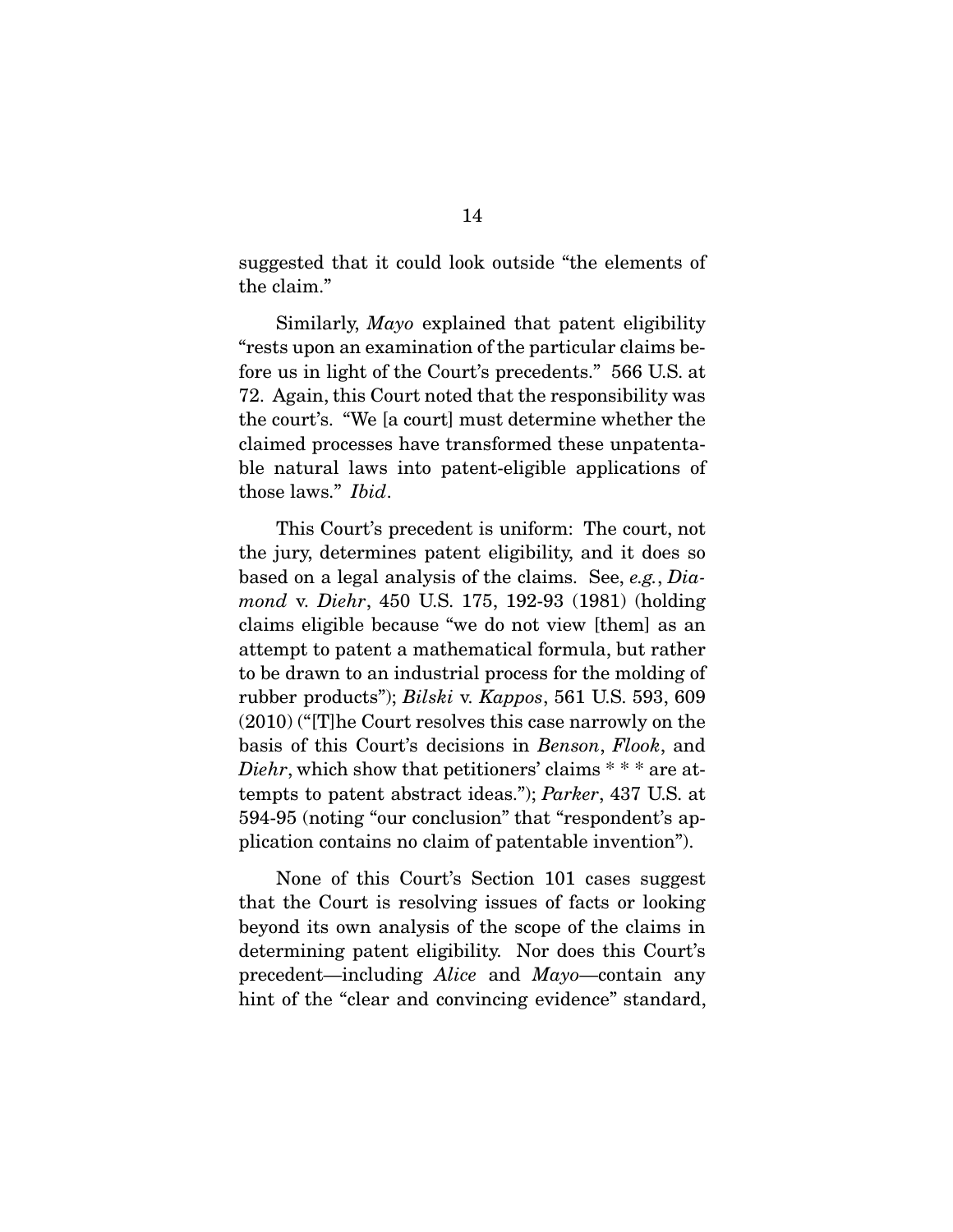suggested that it could look outside "the elements of the claim."

Similarly, *Mayo* explained that patent eligibility "rests upon an examination of the particular claims before us in light of the Court's precedents." 566 U.S. at 72. Again, this Court noted that the responsibility was the court's. "We [a court] must determine whether the claimed processes have transformed these unpatentable natural laws into patent-eligible applications of those laws." *Ibid*.

This Court's precedent is uniform: The court, not the jury, determines patent eligibility, and it does so based on a legal analysis of the claims. See, *e.g.*, *Diamond* v. *Diehr*, 450 U.S. 175, 192-93 (1981) (holding claims eligible because "we do not view [them] as an attempt to patent a mathematical formula, but rather to be drawn to an industrial process for the molding of rubber products"); *Bilski* v. *Kappos*, 561 U.S. 593, 609 (2010) ("[T]he Court resolves this case narrowly on the basis of this Court's decisions in *Benson*, *Flook*, and *Diehr*, which show that petitioners' claims * * * are attempts to patent abstract ideas."); *Parker*, 437 U.S. at 594-95 (noting "our conclusion" that "respondent's application contains no claim of patentable invention").

None of this Court's Section 101 cases suggest that the Court is resolving issues of facts or looking beyond its own analysis of the scope of the claims in determining patent eligibility. Nor does this Court's precedent—including *Alice* and *Mayo*—contain any hint of the "clear and convincing evidence" standard,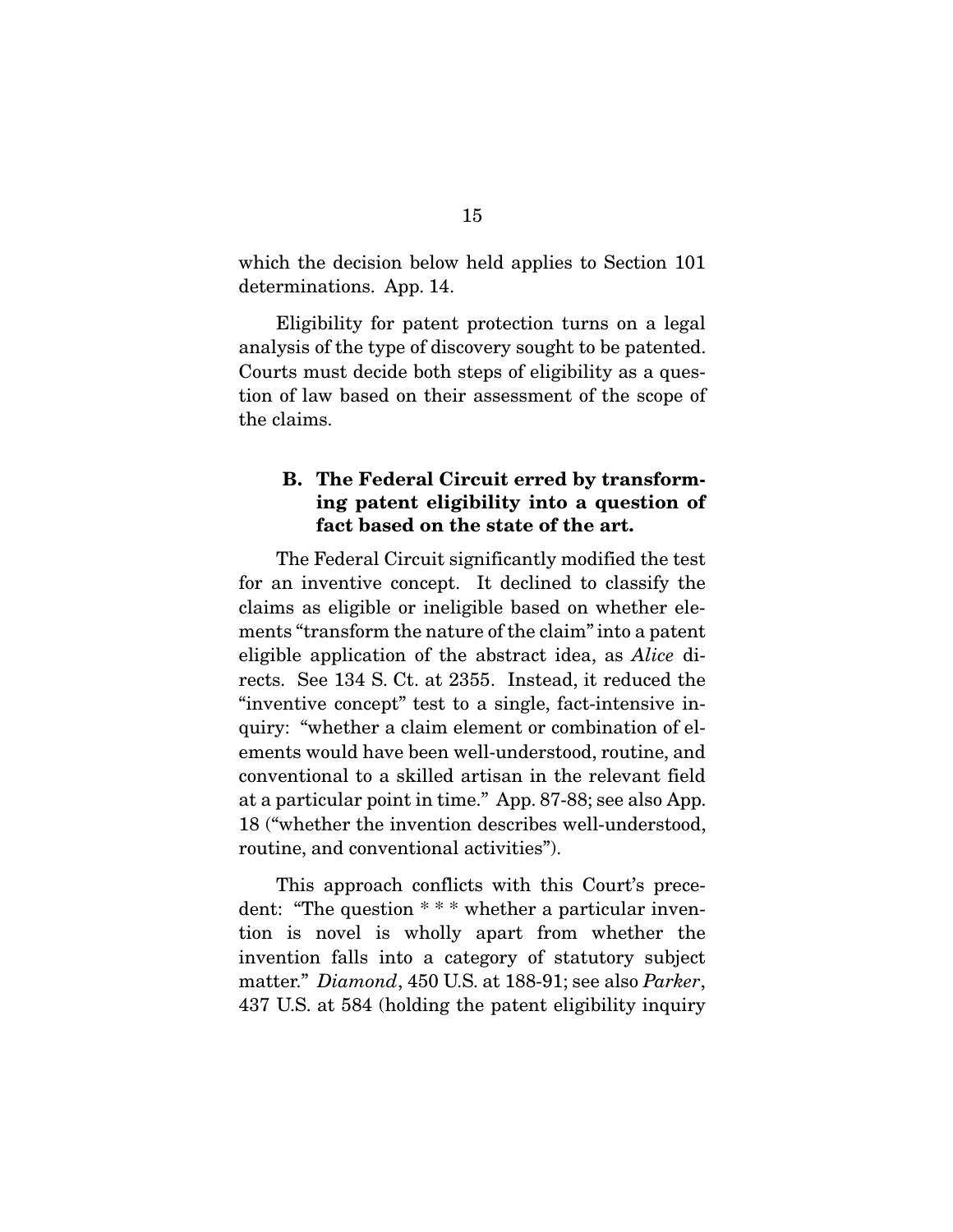which the decision below held applies to Section 101 determinations. App. 14.

Eligibility for patent protection turns on a legal analysis of the type of discovery sought to be patented. Courts must decide both steps of eligibility as a question of law based on their assessment of the scope of the claims.

### B. The Federal Circuit erred by transforming patent eligibility into a question of fact based on the state of the art.

The Federal Circuit significantly modified the test for an inventive concept. It declined to classify the claims as eligible or ineligible based on whether elements "transform the nature of the claim" into a patent eligible application of the abstract idea, as *Alice* directs. See 134 S. Ct. at 2355. Instead, it reduced the "inventive concept" test to a single, fact-intensive inquiry: "whether a claim element or combination of elements would have been well-understood, routine, and conventional to a skilled artisan in the relevant field at a particular point in time." App. 87-88; see also App. 18 ("whether the invention describes well-understood, routine, and conventional activities").

This approach conflicts with this Court's precedent: "The question * * * whether a particular invention is novel is wholly apart from whether the invention falls into a category of statutory subject matter." *Diamond*, 450 U.S. at 188-91; see also *Parker*, 437 U.S. at 584 (holding the patent eligibility inquiry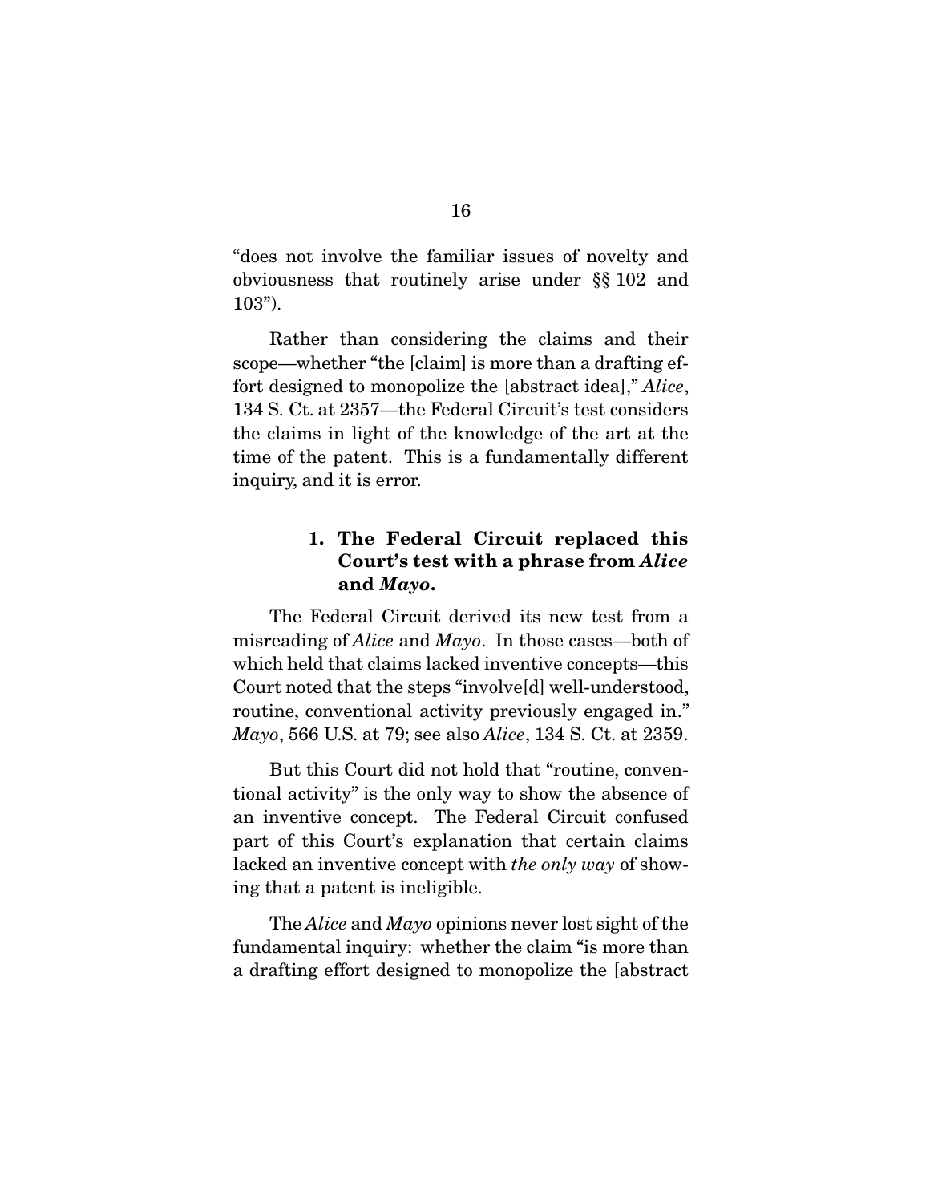"does not involve the familiar issues of novelty and obviousness that routinely arise under §§ 102 and 103").

Rather than considering the claims and their scope—whether "the [claim] is more than a drafting effort designed to monopolize the [abstract idea]," *Alice*, 134 S. Ct. at 2357—the Federal Circuit's test considers the claims in light of the knowledge of the art at the time of the patent. This is a fundamentally different inquiry, and it is error.

### 1. The Federal Circuit replaced this Court's test with a phrase from *Alice* and *Mayo*.

The Federal Circuit derived its new test from a misreading of *Alice* and *Mayo*. In those cases—both of which held that claims lacked inventive concepts—this Court noted that the steps "involve[d] well-understood, routine, conventional activity previously engaged in." *Mayo*, 566 U.S. at 79; see also *Alice*, 134 S. Ct. at 2359.

But this Court did not hold that "routine, conventional activity" is the only way to show the absence of an inventive concept. The Federal Circuit confused part of this Court's explanation that certain claims lacked an inventive concept with *the only way* of showing that a patent is ineligible.

The *Alice* and *Mayo* opinions never lost sight of the fundamental inquiry: whether the claim "is more than a drafting effort designed to monopolize the [abstract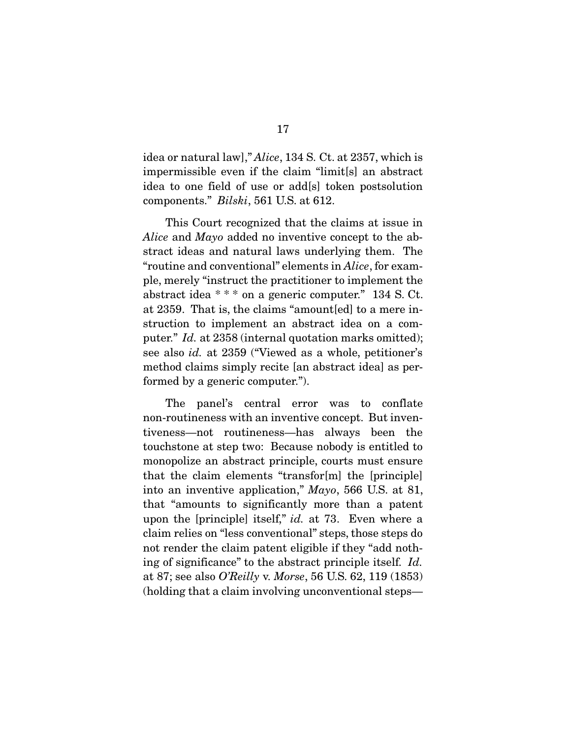idea or natural law]," *Alice*, 134 S. Ct. at 2357, which is impermissible even if the claim "limit[s] an abstract idea to one field of use or add[s] token postsolution components." *Bilski*, 561 U.S. at 612.

This Court recognized that the claims at issue in *Alice* and *Mayo* added no inventive concept to the abstract ideas and natural laws underlying them. The "routine and conventional" elements in *Alice*, for example, merely "instruct the practitioner to implement the abstract idea * * * on a generic computer." 134 S. Ct. at 2359. That is, the claims "amount[ed] to a mere instruction to implement an abstract idea on a computer." *Id.* at 2358 (internal quotation marks omitted); see also *id.* at 2359 ("Viewed as a whole, petitioner's method claims simply recite [an abstract idea] as performed by a generic computer.").

The panel's central error was to conflate non-routineness with an inventive concept. But inventiveness—not routineness—has always been the touchstone at step two: Because nobody is entitled to monopolize an abstract principle, courts must ensure that the claim elements "transfor[m] the [principle] into an inventive application," *Mayo*, 566 U.S. at 81, that "amounts to significantly more than a patent upon the [principle] itself," *id.* at 73. Even where a claim relies on "less conventional" steps, those steps do not render the claim patent eligible if they "add nothing of significance" to the abstract principle itself. *Id.* at 87; see also *O'Reilly* v. *Morse*, 56 U.S. 62, 119 (1853) (holding that a claim involving unconventional steps—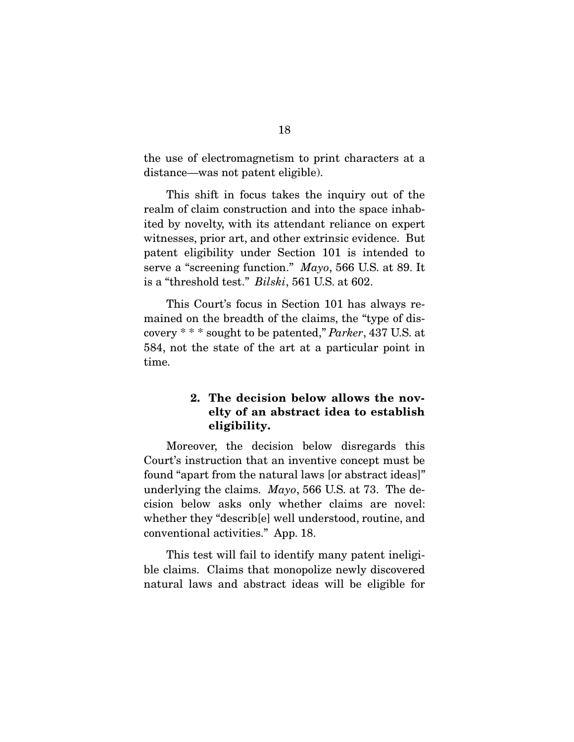the use of electromagnetism to print characters at a distance—was not patent eligible).

This shift in focus takes the inquiry out of the realm of claim construction and into the space inhabited by novelty, with its attendant reliance on expert witnesses, prior art, and other extrinsic evidence. But patent eligibility under Section 101 is intended to serve a "screening function." *Mayo*, 566 U.S. at 89. It is a "threshold test." *Bilski*, 561 U.S. at 602.

This Court's focus in Section 101 has always remained on the breadth of the claims, the "type of discovery * * * sought to be patented," *Parker*, 437 U.S. at 584, not the state of the art at a particular point in time.

#### 2. The decision below allows the novelty of an abstract idea to establish eligibility.

Moreover, the decision below disregards this Court's instruction that an inventive concept must be found "apart from the natural laws [or abstract ideas]" underlying the claims. *Mayo*, 566 U.S. at 73. The decision below asks only whether claims are novel: whether they "describ[e] well understood, routine, and conventional activities." App. 18.

This test will fail to identify many patent ineligible claims. Claims that monopolize newly discovered natural laws and abstract ideas will be eligible for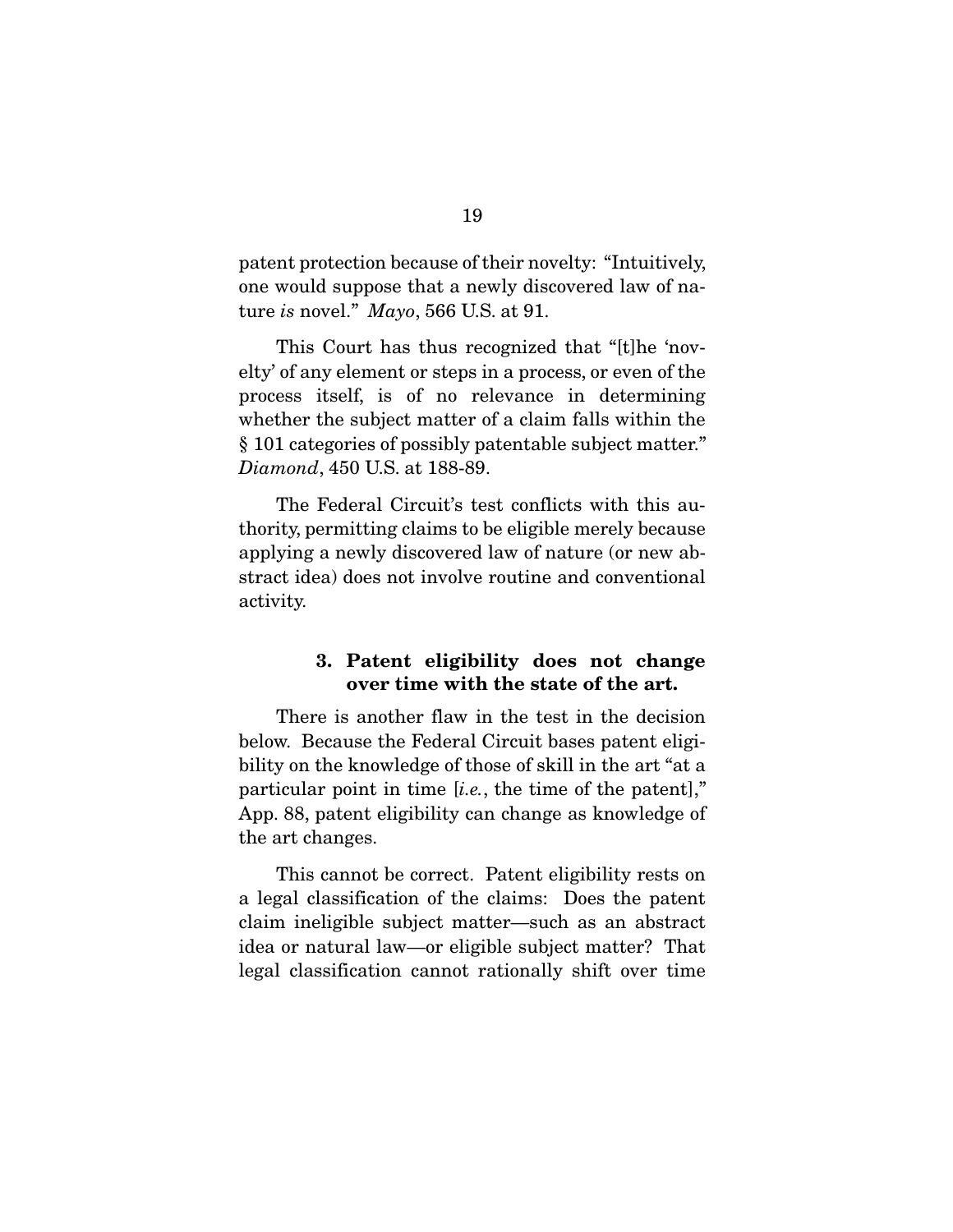patent protection because of their novelty: "Intuitively, one would suppose that a newly discovered law of nature *is* novel." *Mayo*, 566 U.S. at 91.

This Court has thus recognized that "[t]he 'novelty' of any element or steps in a process, or even of the process itself, is of no relevance in determining whether the subject matter of a claim falls within the § 101 categories of possibly patentable subject matter." *Diamond*, 450 U.S. at 188-89.

The Federal Circuit's test conflicts with this authority, permitting claims to be eligible merely because applying a newly discovered law of nature (or new abstract idea) does not involve routine and conventional activity.

#### 3. Patent eligibility does not change over time with the state of the art.

There is another flaw in the test in the decision below. Because the Federal Circuit bases patent eligibility on the knowledge of those of skill in the art "at a particular point in time [*i.e.*, the time of the patent]," App. 88, patent eligibility can change as knowledge of the art changes.

This cannot be correct. Patent eligibility rests on a legal classification of the claims: Does the patent claim ineligible subject matter—such as an abstract idea or natural law—or eligible subject matter? That legal classification cannot rationally shift over time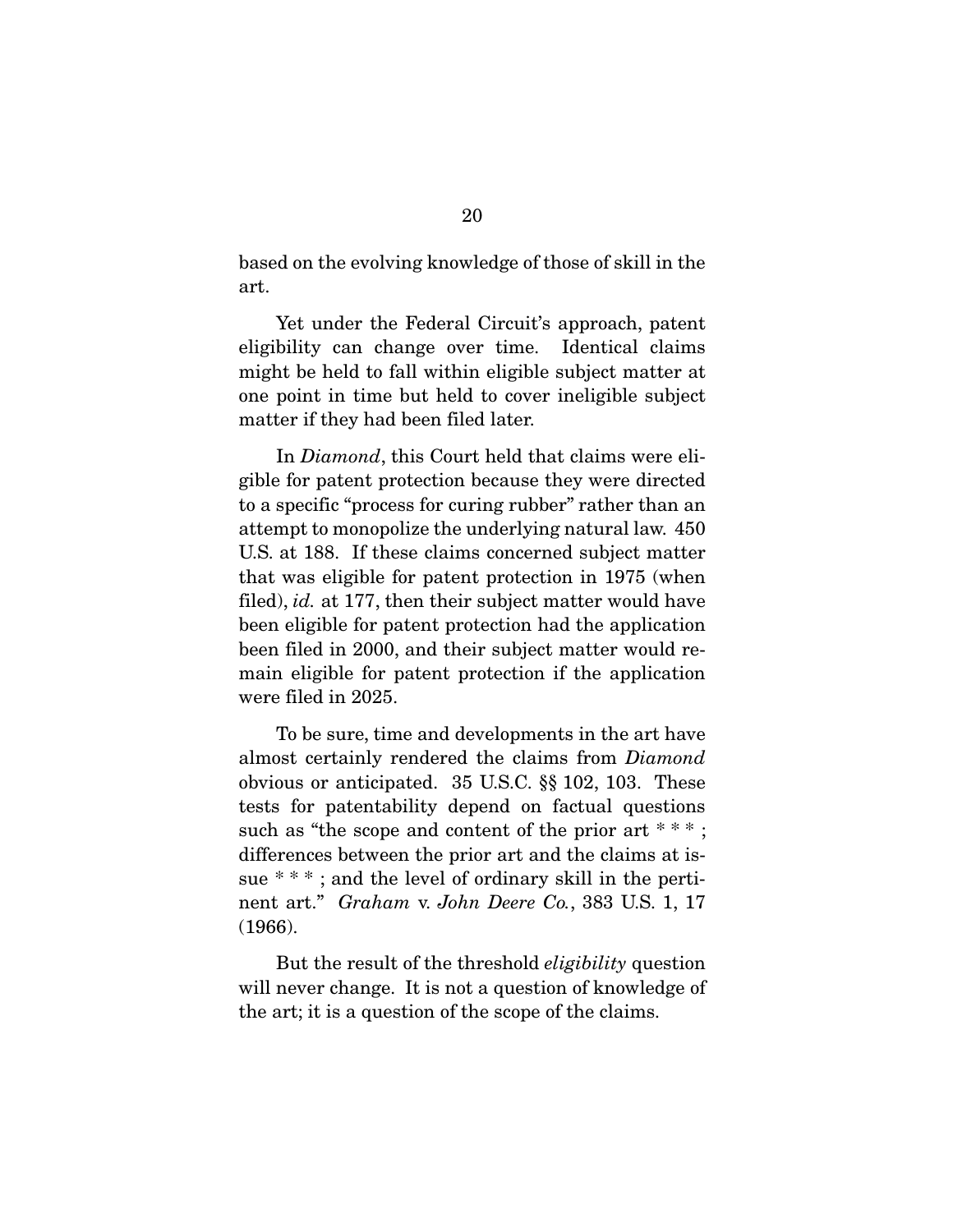based on the evolving knowledge of those of skill in the art.

Yet under the Federal Circuit's approach, patent eligibility can change over time. Identical claims might be held to fall within eligible subject matter at one point in time but held to cover ineligible subject matter if they had been filed later.

In *Diamond*, this Court held that claims were eligible for patent protection because they were directed to a specific "process for curing rubber" rather than an attempt to monopolize the underlying natural law. 450 U.S. at 188. If these claims concerned subject matter that was eligible for patent protection in 1975 (when filed), *id.* at 177, then their subject matter would have been eligible for patent protection had the application been filed in 2000, and their subject matter would remain eligible for patent protection if the application were filed in 2025.

To be sure, time and developments in the art have almost certainly rendered the claims from *Diamond* obvious or anticipated. 35 U.S.C. §§ 102, 103. These tests for patentability depend on factual questions such as "the scope and content of the prior art * * * ; differences between the prior art and the claims at issue * * * ; and the level of ordinary skill in the pertinent art." *Graham* v. *John Deere Co.*, 383 U.S. 1, 17 (1966).

But the result of the threshold *eligibility* question will never change. It is not a question of knowledge of the art; it is a question of the scope of the claims.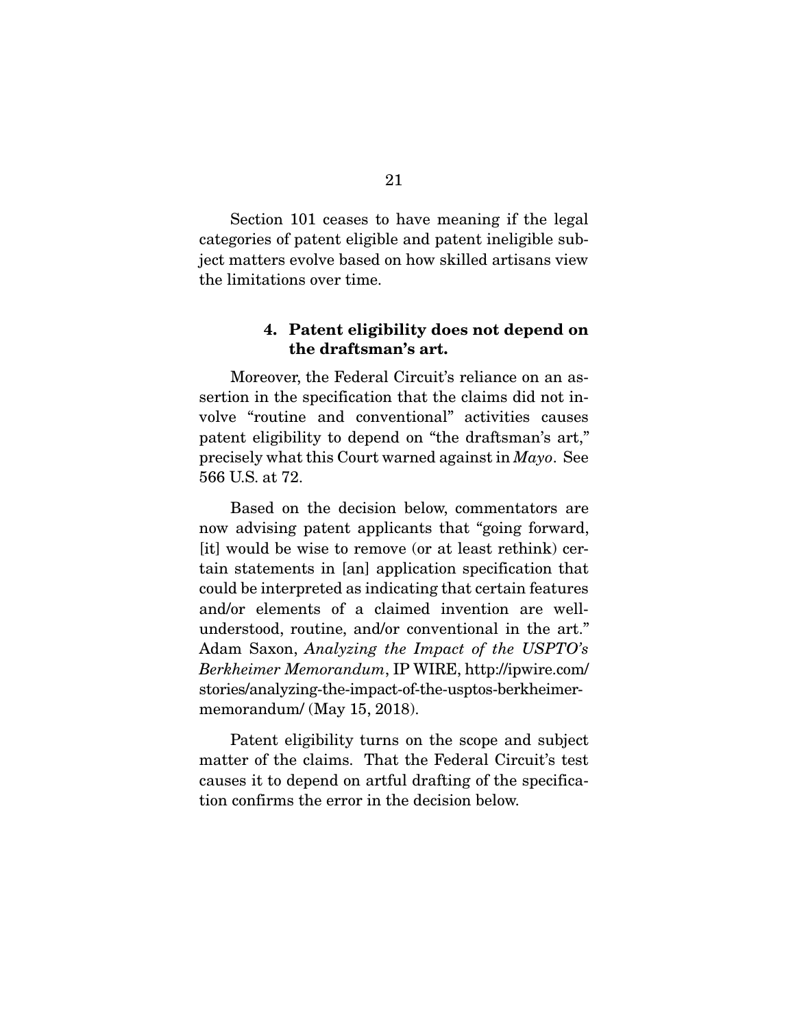Section 101 ceases to have meaning if the legal categories of patent eligible and patent ineligible subject matters evolve based on how skilled artisans view the limitations over time.

#### 4. Patent eligibility does not depend on the draftsman's art.

Moreover, the Federal Circuit's reliance on an assertion in the specification that the claims did not involve "routine and conventional" activities causes patent eligibility to depend on "the draftsman's art," precisely what this Court warned against in *Mayo*. See 566 U.S. at 72.

Based on the decision below, commentators are now advising patent applicants that "going forward, [it] would be wise to remove (or at least rethink) certain statements in [an] application specification that could be interpreted as indicating that certain features and/or elements of a claimed invention are well-understood, routine, and/or conventional in the art." Adam Saxon, *Analyzing the Impact of the USPTO's Berkheimer Memorandum*, IP WIRE, http://ipwire.com/stories/analyzing-the-impact-of-the-usptos-berkheimer-memorandum/ (May 15, 2018).

Patent eligibility turns on the scope and subject matter of the claims. That the Federal Circuit's test causes it to depend on artful drafting of the specification confirms the error in the decision below.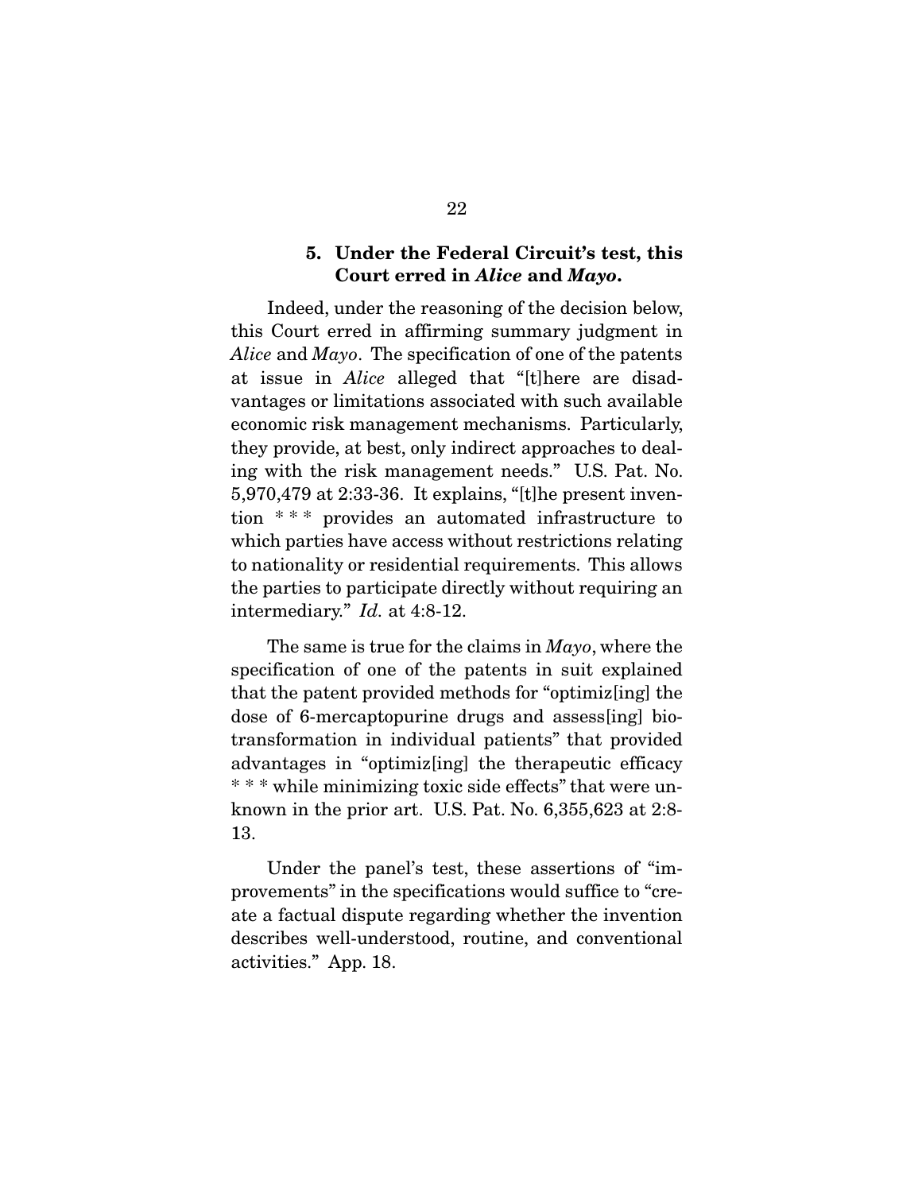### 5. Under the Federal Circuit's test, this Court erred in *Alice* and *Mayo*.

Indeed, under the reasoning of the decision below, this Court erred in affirming summary judgment in *Alice* and *Mayo*. The specification of one of the patents at issue in *Alice* alleged that "[t]here are disadvantages or limitations associated with such available economic risk management mechanisms. Particularly, they provide, at best, only indirect approaches to dealing with the risk management needs." U.S. Pat. No. 5,970,479 at 2:33-36. It explains, "[t]he present invention * * * provides an automated infrastructure to which parties have access without restrictions relating to nationality or residential requirements. This allows the parties to participate directly without requiring an intermediary." *Id.* at 4:8-12.

The same is true for the claims in *Mayo*, where the specification of one of the patents in suit explained that the patent provided methods for "optimiz[ing] the dose of 6-mercaptopurine drugs and assess[ing] biotransformation in individual patients" that provided advantages in "optimiz[ing] the therapeutic efficacy * * * while minimizing toxic side effects" that were unknown in the prior art. U.S. Pat. No. 6,355,623 at 2:8-13.

Under the panel's test, these assertions of "improvements" in the specifications would suffice to "create a factual dispute regarding whether the invention describes well-understood, routine, and conventional activities." App. 18.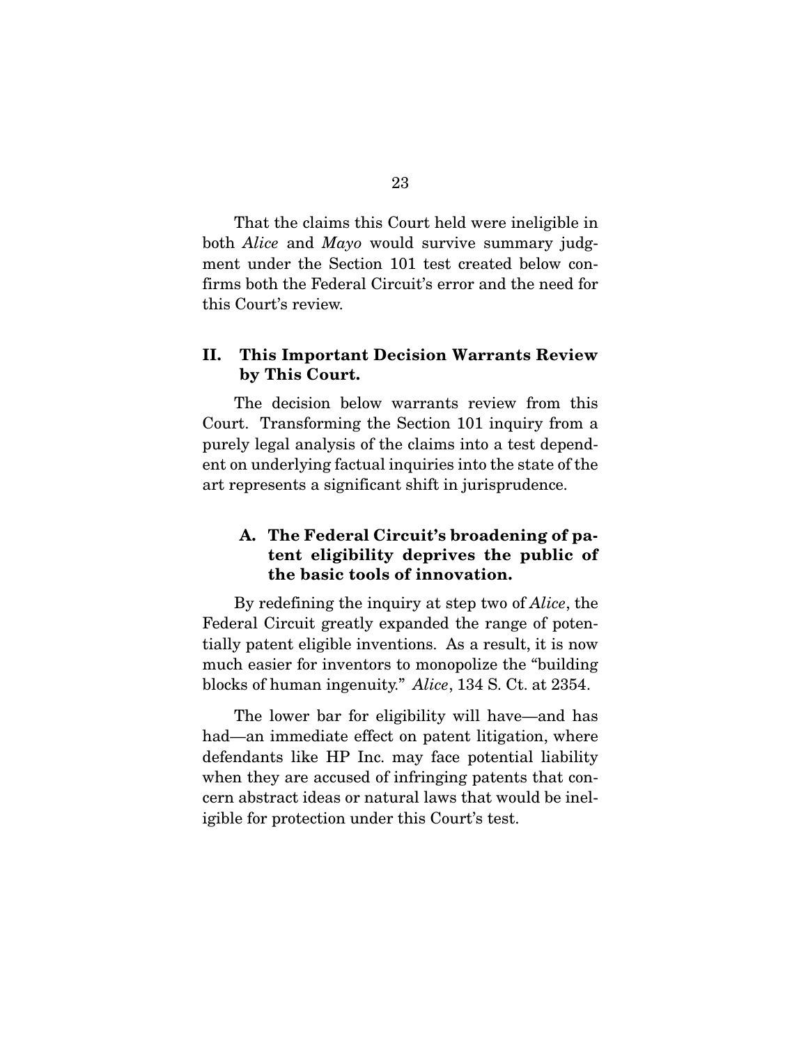That the claims this Court held were ineligible in both *Alice* and *Mayo* would survive summary judgment under the Section 101 test created below confirms both the Federal Circuit's error and the need for this Court's review.

## II. This Important Decision Warrants Review by This Court.

The decision below warrants review from this Court. Transforming the Section 101 inquiry from a purely legal analysis of the claims into a test dependent on underlying factual inquiries into the state of the art represents a significant shift in jurisprudence.

### A. The Federal Circuit's broadening of patent eligibility deprives the public of the basic tools of innovation.

By redefining the inquiry at step two of *Alice*, the Federal Circuit greatly expanded the range of potentially patent eligible inventions. As a result, it is now much easier for inventors to monopolize the "building blocks of human ingenuity." *Alice*, 134 S. Ct. at 2354.

The lower bar for eligibility will have—and has had—an immediate effect on patent litigation, where defendants like HP Inc. may face potential liability when they are accused of infringing patents that concern abstract ideas or natural laws that would be ineligible for protection under this Court's test.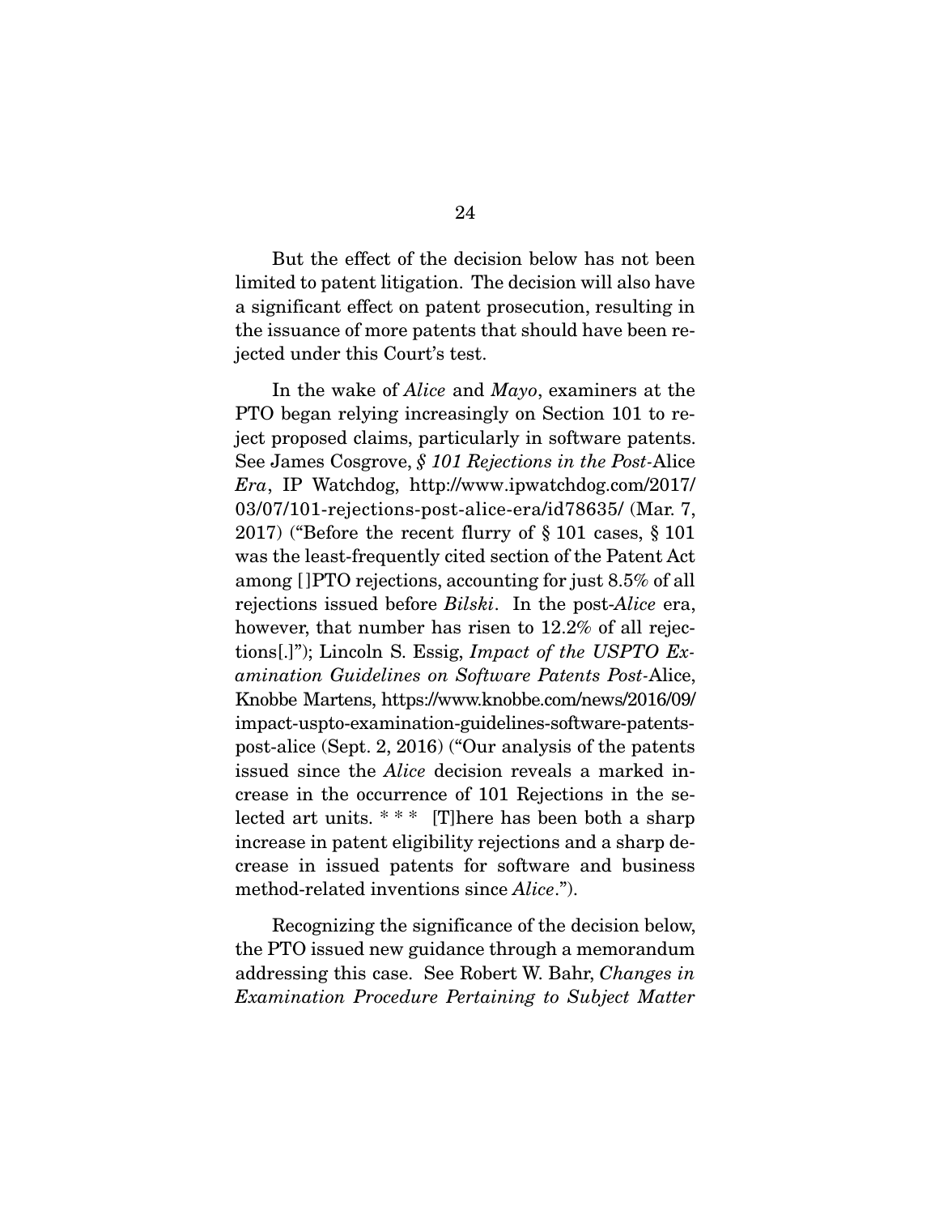But the effect of the decision below has not been limited to patent litigation. The decision will also have a significant effect on patent prosecution, resulting in the issuance of more patents that should have been rejected under this Court's test.

In the wake of *Alice* and *Mayo*, examiners at the PTO began relying increasingly on Section 101 to reject proposed claims, particularly in software patents. See James Cosgrove, *§ 101 Rejections in the Post-*Alice *Era*, IP Watchdog, http://www.ipwatchdog.com/2017/03/07/101-rejections-post-alice-era/id78635/ (Mar. 7, 2017) ("Before the recent flurry of § 101 cases, § 101 was the least-frequently cited section of the Patent Act among [ ]PTO rejections, accounting for just 8.5% of all rejections issued before *Bilski*. In the post-*Alice* era, however, that number has risen to 12.2% of all rejections[.]"); Lincoln S. Essig, *Impact of the USPTO Examination Guidelines on Software Patents Post-*Alice, Knobbe Martens, https://www.knobbe.com/news/2016/09/impact-uspto-examination-guidelines-software-patents-post-alice (Sept. 2, 2016) ("Our analysis of the patents issued since the *Alice* decision reveals a marked increase in the occurrence of 101 Rejections in the selected art units. * * * [T]here has been both a sharp increase in patent eligibility rejections and a sharp decrease in issued patents for software and business method-related inventions since *Alice*.").

Recognizing the significance of the decision below, the PTO issued new guidance through a memorandum addressing this case. See Robert W. Bahr, *Changes in Examination Procedure Pertaining to Subject Matter*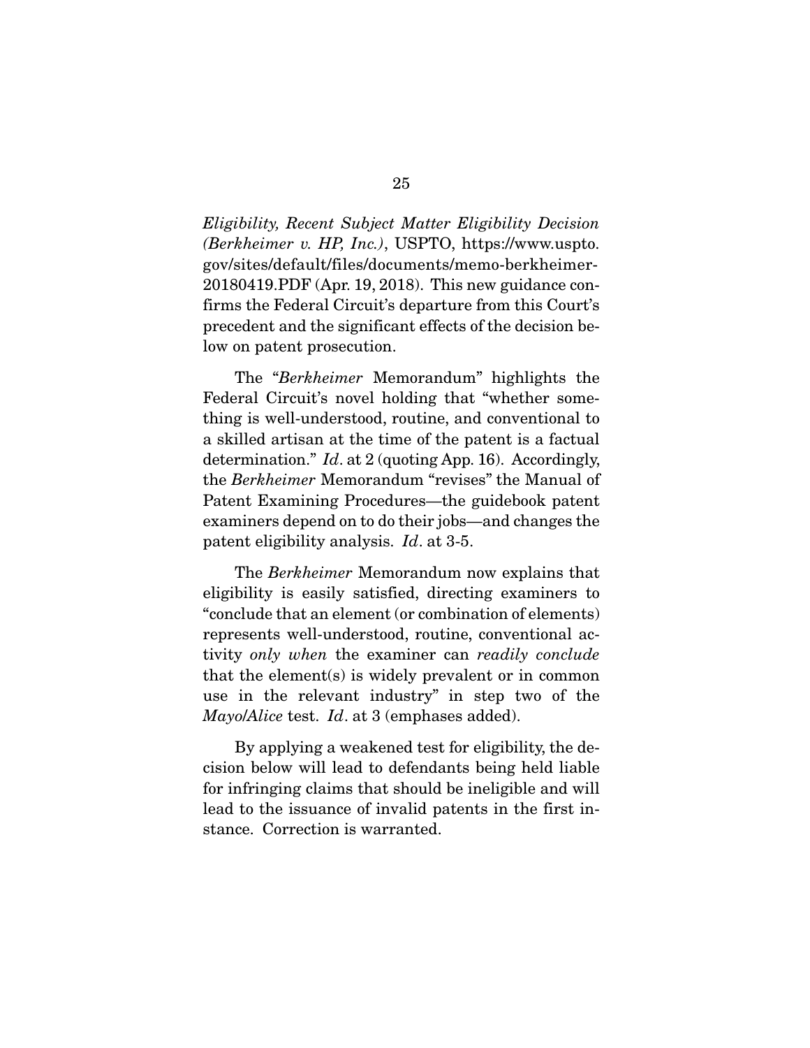*Eligibility, Recent Subject Matter Eligibility Decision (Berkheimer v. HP, Inc.)*, USPTO, https://www.uspto.gov/sites/default/files/documents/memo-berkheimer-20180419.PDF (Apr. 19, 2018). This new guidance confirms the Federal Circuit's departure from this Court's precedent and the significant effects of the decision below on patent prosecution.

The "*Berkheimer* Memorandum" highlights the Federal Circuit's novel holding that "whether something is well-understood, routine, and conventional to a skilled artisan at the time of the patent is a factual determination." *Id*. at 2 (quoting App. 16). Accordingly, the *Berkheimer* Memorandum "revises" the Manual of Patent Examining Procedures—the guidebook patent examiners depend on to do their jobs—and changes the patent eligibility analysis. *Id*. at 3-5.

The *Berkheimer* Memorandum now explains that eligibility is easily satisfied, directing examiners to "conclude that an element (or combination of elements) represents well-understood, routine, conventional activity *only when* the examiner can *readily conclude* that the element(s) is widely prevalent or in common use in the relevant industry" in step two of the *Mayo*/*Alice* test. *Id*. at 3 (emphases added).

By applying a weakened test for eligibility, the decision below will lead to defendants being held liable for infringing claims that should be ineligible and will lead to the issuance of invalid patents in the first instance. Correction is warranted.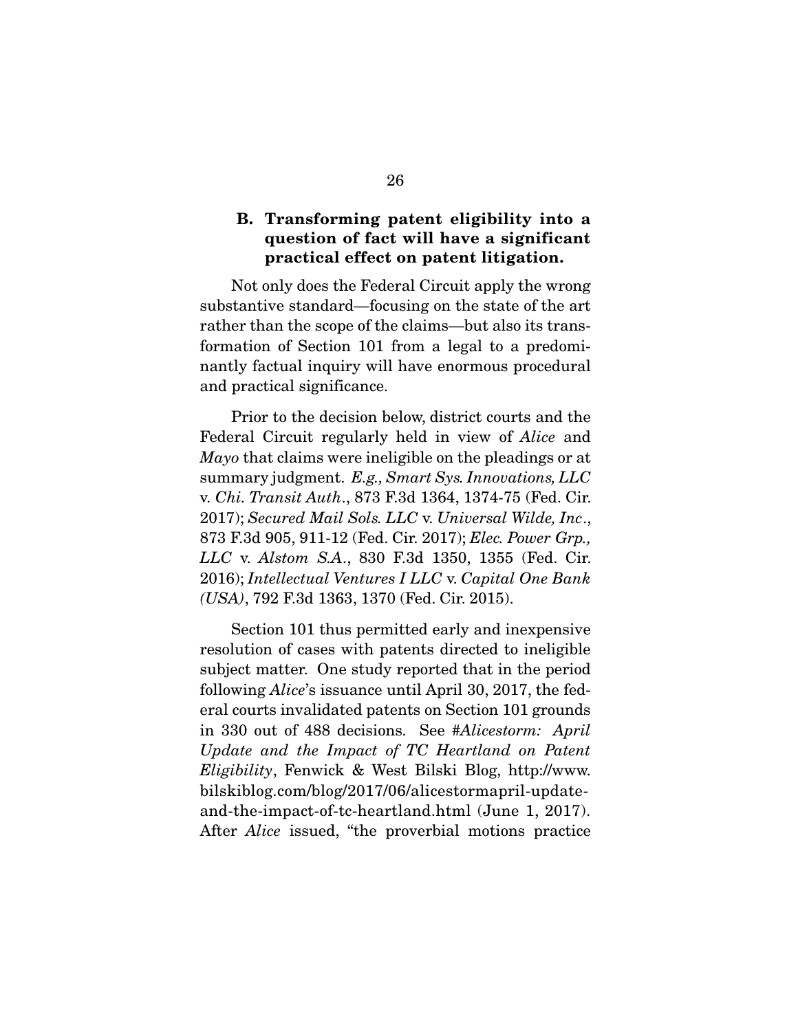### B. Transforming patent eligibility into a question of fact will have a significant practical effect on patent litigation.

Not only does the Federal Circuit apply the wrong substantive standard—focusing on the state of the art rather than the scope of the claims—but also its transformation of Section 101 from a legal to a predominantly factual inquiry will have enormous procedural and practical significance.

Prior to the decision below, district courts and the Federal Circuit regularly held in view of *Alice* and *Mayo* that claims were ineligible on the pleadings or at summary judgment. *E.g., Smart Sys. Innovations, LLC* v. *Chi. Transit Auth*., 873 F.3d 1364, 1374-75 (Fed. Cir. 2017); *Secured Mail Sols. LLC* v. *Universal Wilde, Inc*., 873 F.3d 905, 911-12 (Fed. Cir. 2017); *Elec. Power Grp., LLC* v. *Alstom S.A*., 830 F.3d 1350, 1355 (Fed. Cir. 2016); *Intellectual Ventures I LLC* v. *Capital One Bank (USA)*, 792 F.3d 1363, 1370 (Fed. Cir. 2015).

Section 101 thus permitted early and inexpensive resolution of cases with patents directed to ineligible subject matter. One study reported that in the period following *Alice*'s issuance until April 30, 2017, the federal courts invalidated patents on Section 101 grounds in 330 out of 488 decisions. See *#Alicestorm: April Update and the Impact of TC Heartland on Patent Eligibility*, Fenwick & West Bilski Blog, http://www.bilskiblog.com/blog/2017/06/alicestormapril-update-and-the-impact-of-tc-heartland.html (June 1, 2017). After *Alice* issued, "the proverbial motions practice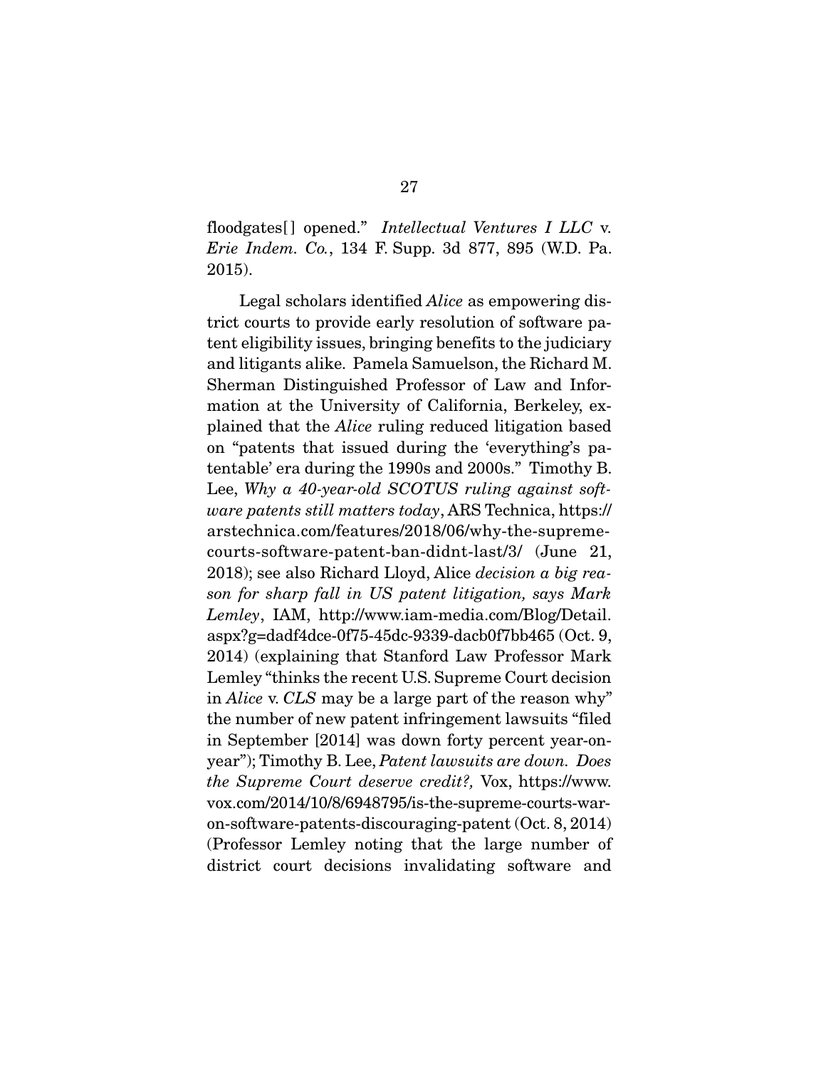floodgates[] opened." *Intellectual Ventures I LLC* v. *Erie Indem. Co.*, 134 F. Supp. 3d 877, 895 (W.D. Pa. 2015).

Legal scholars identified *Alice* as empowering district courts to provide early resolution of software patent eligibility issues, bringing benefits to the judiciary and litigants alike. Pamela Samuelson, the Richard M. Sherman Distinguished Professor of Law and Information at the University of California, Berkeley, explained that the *Alice* ruling reduced litigation based on "patents that issued during the 'everything's patentable' era during the 1990s and 2000s." Timothy B. Lee, *Why a 40-year-old SCOTUS ruling against software patents still matters today*, ARS Technica, https://arstechnica.com/features/2018/06/why-the-supreme-courts-software-patent-ban-didnt-last/3/ (June 21, 2018); see also Richard Lloyd, Alice *decision a big reason for sharp fall in US patent litigation, says Mark Lemley*, IAM, http://www.iam-media.com/Blog/Detail.aspx?g=dadf4dce-0f75-45dc-9339-dacb0f7bb465 (Oct. 9, 2014) (explaining that Stanford Law Professor Mark Lemley "thinks the recent U.S. Supreme Court decision in *Alice* v. *CLS* may be a large part of the reason why" the number of new patent infringement lawsuits "filed in September [2014] was down forty percent year-on-year"); Timothy B. Lee, *Patent lawsuits are down. Does the Supreme Court deserve credit?,* Vox, https://www.vox.com/2014/10/8/6948795/is-the-supreme-courts-war-on-software-patents-discouraging-patent (Oct. 8, 2014) (Professor Lemley noting that the large number of district court decisions invalidating software and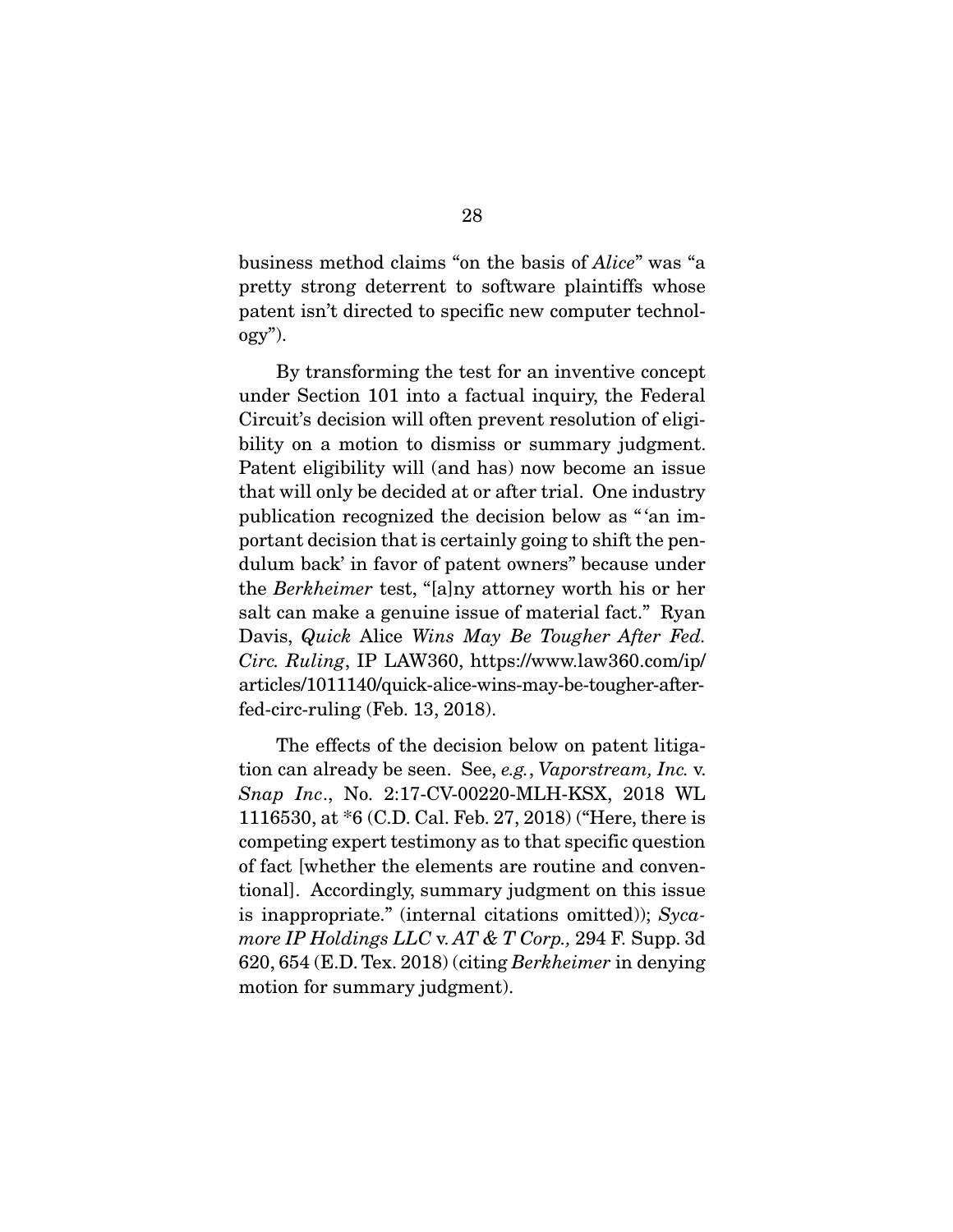business method claims "on the basis of *Alice*" was "a pretty strong deterrent to software plaintiffs whose patent isn't directed to specific new computer technology").

By transforming the test for an inventive concept under Section 101 into a factual inquiry, the Federal Circuit's decision will often prevent resolution of eligibility on a motion to dismiss or summary judgment. Patent eligibility will (and has) now become an issue that will only be decided at or after trial. One industry publication recognized the decision below as "'an important decision that is certainly going to shift the pendulum back' in favor of patent owners" because under the *Berkheimer* test, "[a]ny attorney worth his or her salt can make a genuine issue of material fact." Ryan Davis, *Quick* Alice *Wins May Be Tougher After Fed. Circ. Ruling*, IP LAW360, https://www.law360.com/ip/articles/1011140/quick-alice-wins-may-be-tougher-after-fed-circ-ruling (Feb. 13, 2018).

The effects of the decision below on patent litigation can already be seen. See, *e.g.*, *Vaporstream, Inc.* v. *Snap Inc*., No. 2:17-CV-00220-MLH-KSX, 2018 WL 1116530, at *6 (C.D. Cal. Feb. 27, 2018) ("Here, there is competing expert testimony as to that specific question of fact [whether the elements are routine and conventional]. Accordingly, summary judgment on this issue is inappropriate." (internal citations omitted)); *Sycamore IP Holdings LLC* v. *AT & T Corp.,* 294 F. Supp. 3d 620, 654 (E.D. Tex. 2018) (citing *Berkheimer* in denying motion for summary judgment).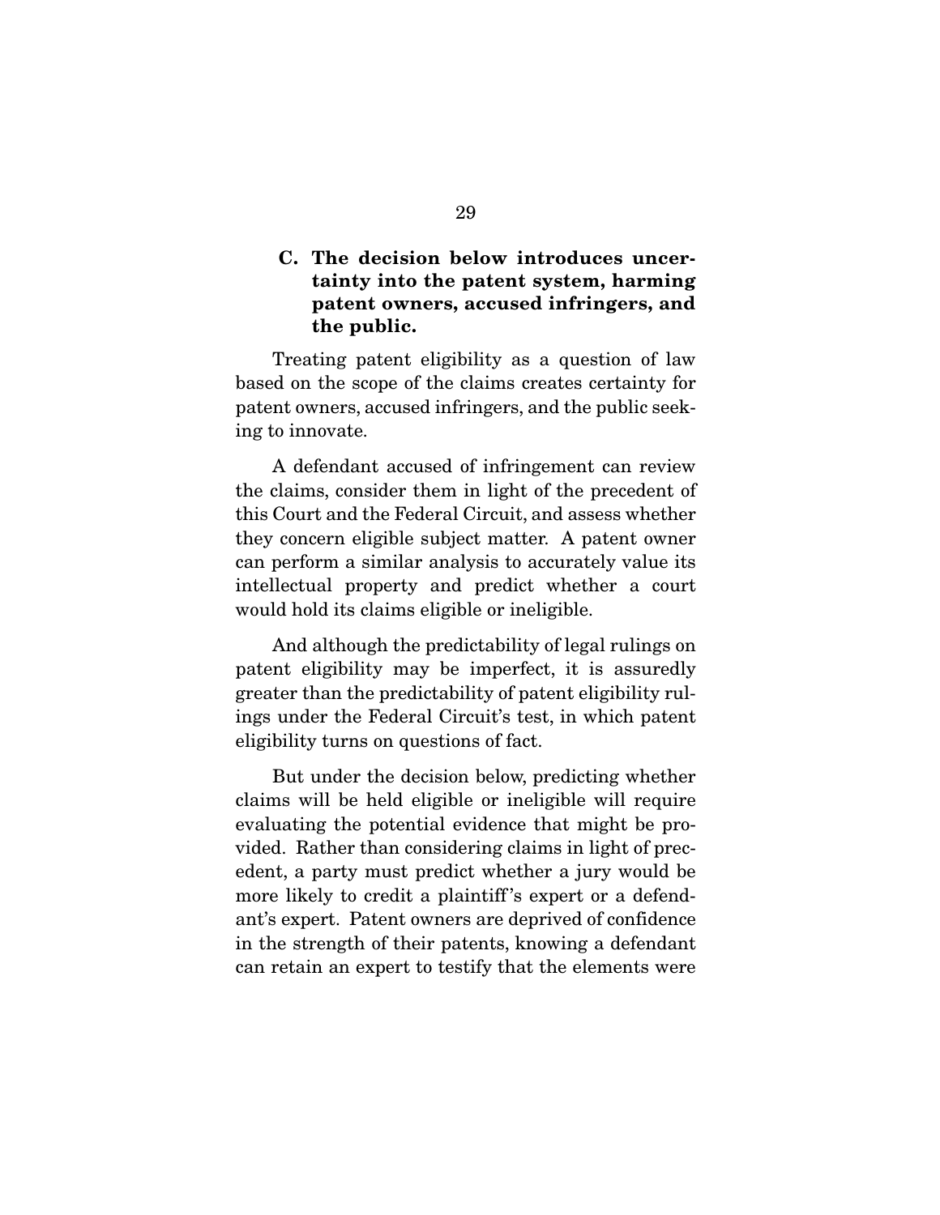### C. The decision below introduces uncertainty into the patent system, harming patent owners, accused infringers, and the public.

Treating patent eligibility as a question of law based on the scope of the claims creates certainty for patent owners, accused infringers, and the public seeking to innovate.

A defendant accused of infringement can review the claims, consider them in light of the precedent of this Court and the Federal Circuit, and assess whether they concern eligible subject matter. A patent owner can perform a similar analysis to accurately value its intellectual property and predict whether a court would hold its claims eligible or ineligible.

And although the predictability of legal rulings on patent eligibility may be imperfect, it is assuredly greater than the predictability of patent eligibility rulings under the Federal Circuit's test, in which patent eligibility turns on questions of fact.

But under the decision below, predicting whether claims will be held eligible or ineligible will require evaluating the potential evidence that might be provided. Rather than considering claims in light of precedent, a party must predict whether a jury would be more likely to credit a plaintiff's expert or a defendant's expert. Patent owners are deprived of confidence in the strength of their patents, knowing a defendant can retain an expert to testify that the elements were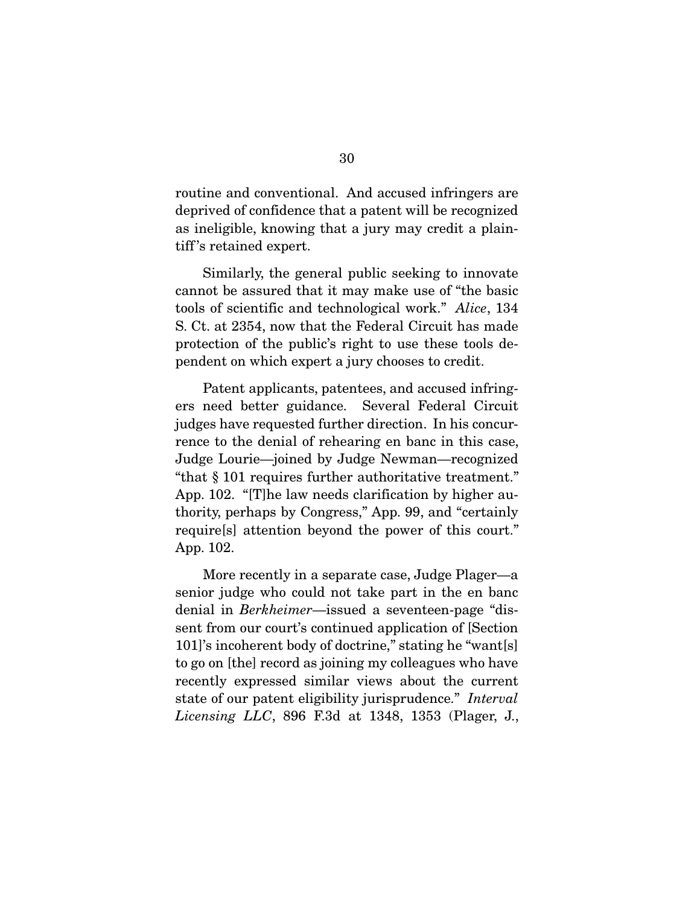routine and conventional. And accused infringers are deprived of confidence that a patent will be recognized as ineligible, knowing that a jury may credit a plaintiff's retained expert.

Similarly, the general public seeking to innovate cannot be assured that it may make use of "the basic tools of scientific and technological work." *Alice*, 134 S. Ct. at 2354, now that the Federal Circuit has made protection of the public's right to use these tools dependent on which expert a jury chooses to credit.

Patent applicants, patentees, and accused infringers need better guidance. Several Federal Circuit judges have requested further direction. In his concurrence to the denial of rehearing en banc in this case, Judge Lourie—joined by Judge Newman—recognized "that § 101 requires further authoritative treatment." App. 102. "[T]he law needs clarification by higher authority, perhaps by Congress," App. 99, and "certainly require[s] attention beyond the power of this court." App. 102.

More recently in a separate case, Judge Plager—a senior judge who could not take part in the en banc denial in *Berkheimer*—issued a seventeen-page "dissent from our court's continued application of [Section 101]'s incoherent body of doctrine," stating he "want[s] to go on [the] record as joining my colleagues who have recently expressed similar views about the current state of our patent eligibility jurisprudence." *Interval Licensing LLC*, 896 F.3d at 1348, 1353 (Plager, J.,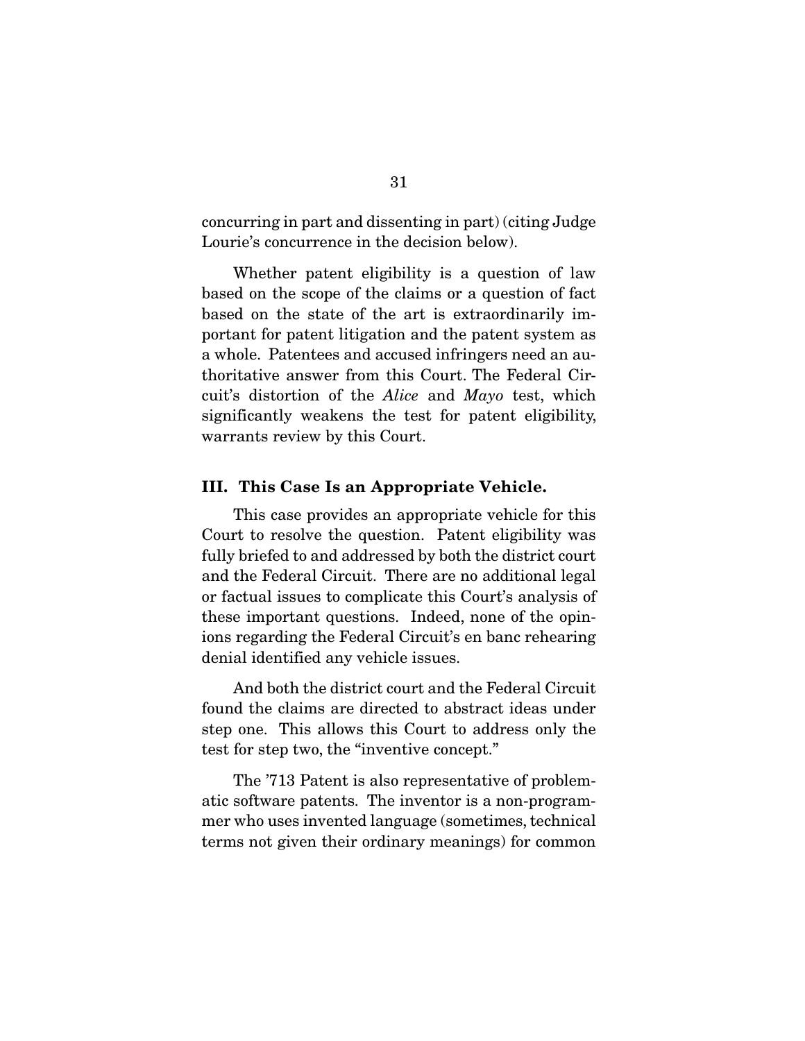concurring in part and dissenting in part) (citing Judge Lourie's concurrence in the decision below).

Whether patent eligibility is a question of law based on the scope of the claims or a question of fact based on the state of the art is extraordinarily important for patent litigation and the patent system as a whole. Patentees and accused infringers need an authoritative answer from this Court. The Federal Circuit's distortion of the *Alice* and *Mayo* test, which significantly weakens the test for patent eligibility, warrants review by this Court.

## III. This Case Is an Appropriate Vehicle.

This case provides an appropriate vehicle for this Court to resolve the question. Patent eligibility was fully briefed to and addressed by both the district court and the Federal Circuit. There are no additional legal or factual issues to complicate this Court's analysis of these important questions. Indeed, none of the opinions regarding the Federal Circuit's en banc rehearing denial identified any vehicle issues.

And both the district court and the Federal Circuit found the claims are directed to abstract ideas under step one. This allows this Court to address only the test for step two, the "inventive concept."

The '713 Patent is also representative of problematic software patents. The inventor is a non-programmer who uses invented language (sometimes, technical terms not given their ordinary meanings) for common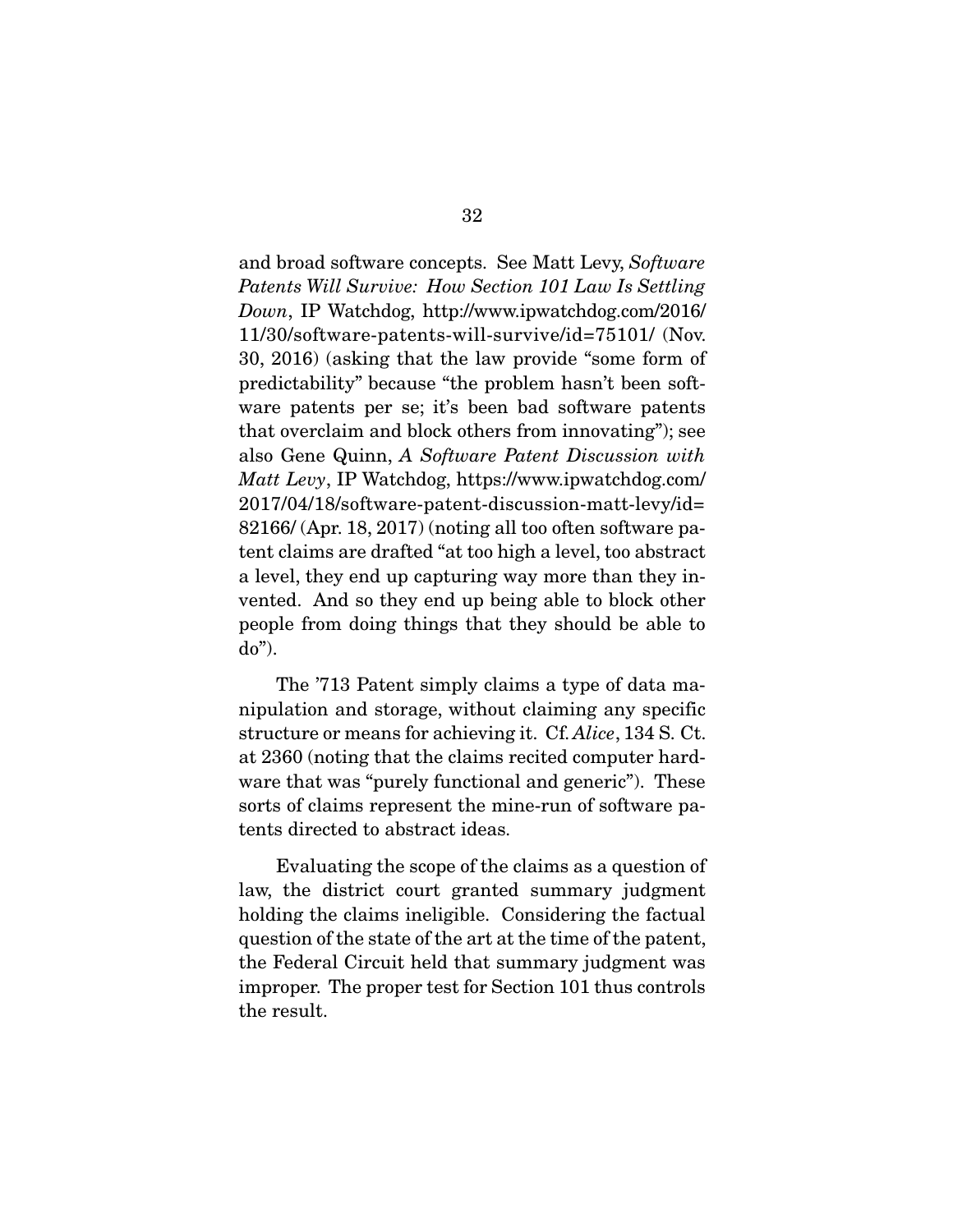and broad software concepts. See Matt Levy, *Software Patents Will Survive: How Section 101 Law Is Settling Down*, IP Watchdog, http://www.ipwatchdog.com/2016/11/30/software-patents-will-survive/id=75101/ (Nov. 30, 2016) (asking that the law provide "some form of predictability" because "the problem hasn't been software patents per se; it's been bad software patents that overclaim and block others from innovating"); see also Gene Quinn, *A Software Patent Discussion with Matt Levy*, IP Watchdog, https://www.ipwatchdog.com/2017/04/18/software-patent-discussion-matt-levy/id=82166/ (Apr. 18, 2017) (noting all too often software patent claims are drafted "at too high a level, too abstract a level, they end up capturing way more than they invented. And so they end up being able to block other people from doing things that they should be able to do").

The '713 Patent simply claims a type of data manipulation and storage, without claiming any specific structure or means for achieving it. Cf. *Alice*, 134 S. Ct. at 2360 (noting that the claims recited computer hardware that was "purely functional and generic"). These sorts of claims represent the mine-run of software patents directed to abstract ideas.

Evaluating the scope of the claims as a question of law, the district court granted summary judgment holding the claims ineligible. Considering the factual question of the state of the art at the time of the patent, the Federal Circuit held that summary judgment was improper. The proper test for Section 101 thus controls the result.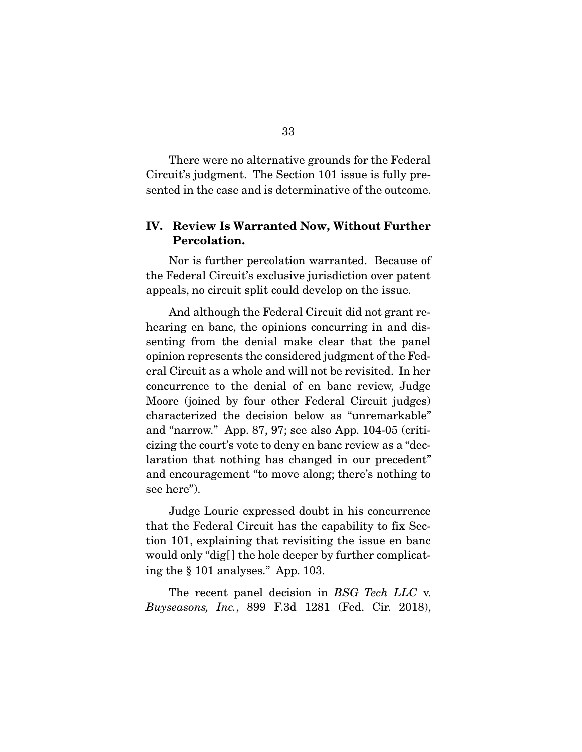There were no alternative grounds for the Federal Circuit's judgment. The Section 101 issue is fully presented in the case and is determinative of the outcome.

## IV. Review Is Warranted Now, Without Further Percolation.

Nor is further percolation warranted. Because of the Federal Circuit's exclusive jurisdiction over patent appeals, no circuit split could develop on the issue.

And although the Federal Circuit did not grant rehearing en banc, the opinions concurring in and dissenting from the denial make clear that the panel opinion represents the considered judgment of the Federal Circuit as a whole and will not be revisited. In her concurrence to the denial of en banc review, Judge Moore (joined by four other Federal Circuit judges) characterized the decision below as "unremarkable" and "narrow." App. 87, 97; see also App. 104-05 (criticizing the court's vote to deny en banc review as a "declaration that nothing has changed in our precedent" and encouragement "to move along; there's nothing to see here").

Judge Lourie expressed doubt in his concurrence that the Federal Circuit has the capability to fix Section 101, explaining that revisiting the issue en banc would only "dig[] the hole deeper by further complicating the § 101 analyses." App. 103.

The recent panel decision in *BSG Tech LLC* v. *Buyseasons, Inc.*, 899 F.3d 1281 (Fed. Cir. 2018),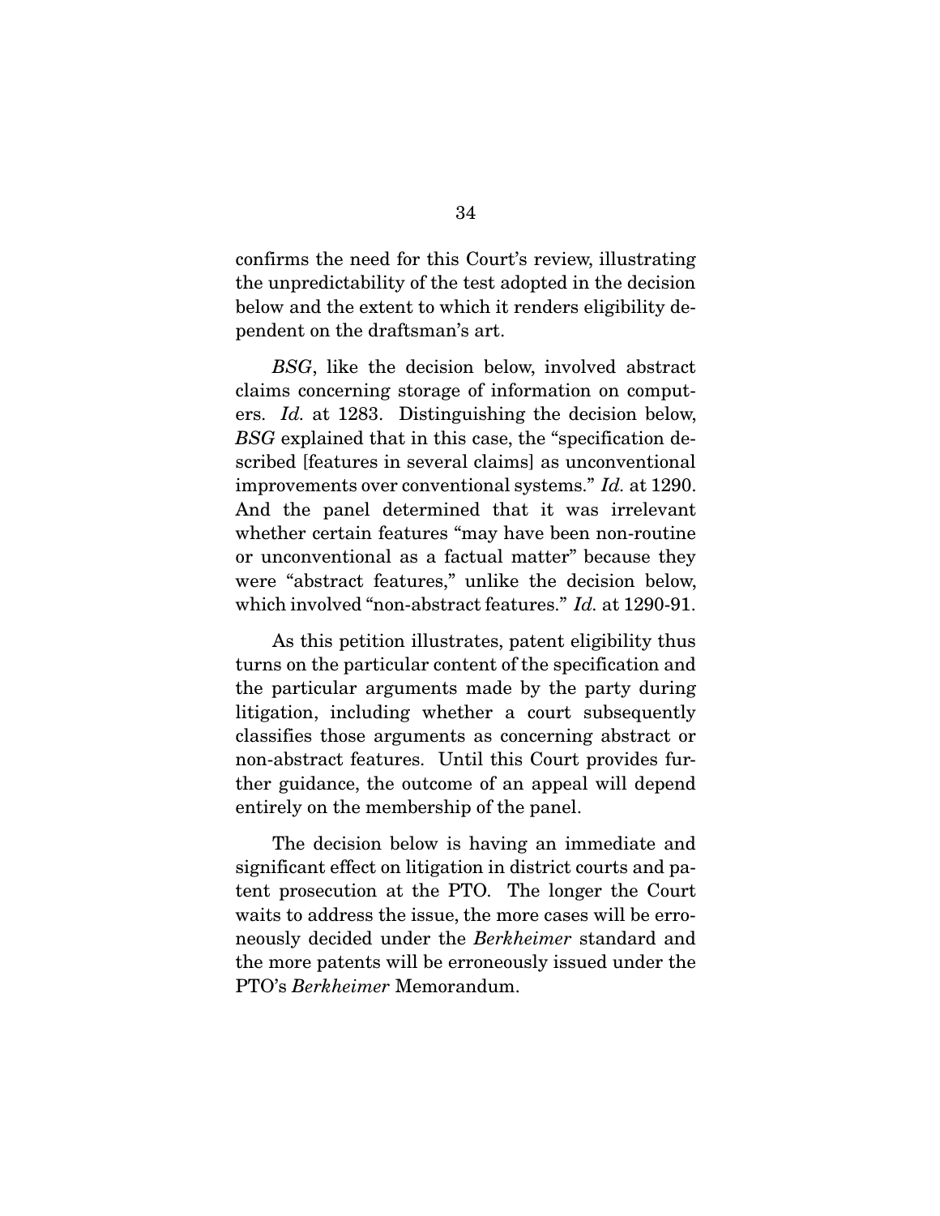confirms the need for this Court's review, illustrating the unpredictability of the test adopted in the decision below and the extent to which it renders eligibility dependent on the draftsman's art.

*BSG*, like the decision below, involved abstract claims concerning storage of information on computers. *Id.* at 1283. Distinguishing the decision below, *BSG* explained that in this case, the "specification described [features in several claims] as unconventional improvements over conventional systems." *Id.* at 1290. And the panel determined that it was irrelevant whether certain features "may have been non-routine or unconventional as a factual matter" because they were "abstract features," unlike the decision below, which involved "non-abstract features." *Id.* at 1290-91.

As this petition illustrates, patent eligibility thus turns on the particular content of the specification and the particular arguments made by the party during litigation, including whether a court subsequently classifies those arguments as concerning abstract or non-abstract features. Until this Court provides further guidance, the outcome of an appeal will depend entirely on the membership of the panel.

The decision below is having an immediate and significant effect on litigation in district courts and patent prosecution at the PTO. The longer the Court waits to address the issue, the more cases will be erroneously decided under the *Berkheimer* standard and the more patents will be erroneously issued under the PTO's *Berkheimer* Memorandum.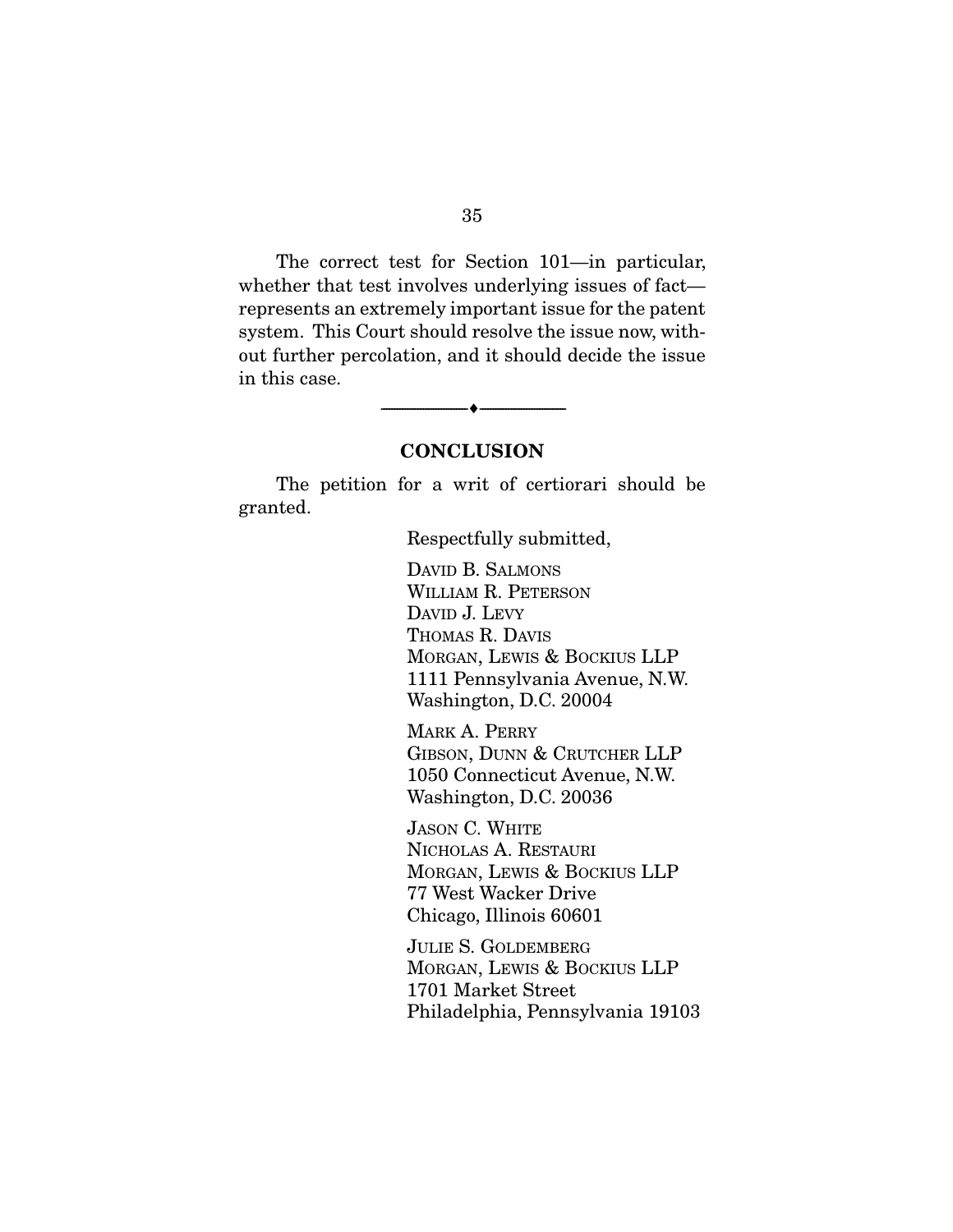The correct test for Section 101—in particular, whether that test involves underlying issues of fact—represents an extremely important issue for the patent system. This Court should resolve the issue now, without further percolation, and it should decide the issue in this case.

---

## CONCLUSION

The petition for a writ of certiorari should be granted.

Respectfully submitted,

DAVID B. SALMONS
WILLIAM R. PETERSON
DAVID J. LEVY
THOMAS R. DAVIS
MORGAN, LEWIS & BOCKIUS LLP
1111 Pennsylvania Avenue, N.W.
Washington, D.C. 20004

MARK A. PERRY
GIBSON, DUNN & CRUTCHER LLP
1050 Connecticut Avenue, N.W.
Washington, D.C. 20036

JASON C. WHITE
NICHOLAS A. RESTAURI
MORGAN, LEWIS & BOCKIUS LLP
77 West Wacker Drive
Chicago, Illinois 60601

JULIE S. GOLDEMBERG
MORGAN, LEWIS & BOCKIUS LLP
1701 Market Street
Philadelphia, Pennsylvania 19103